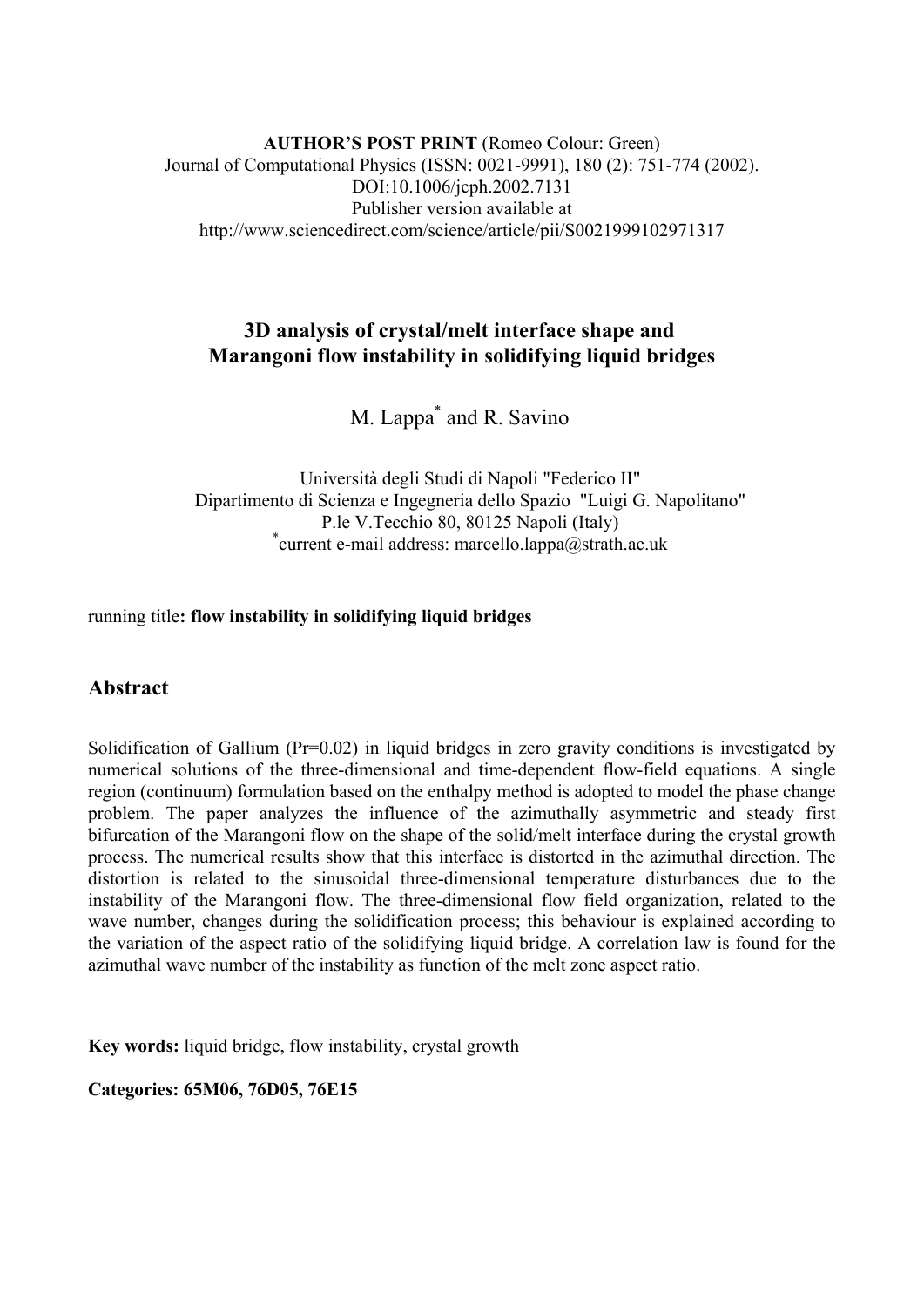**AUTHOR'S POST PRINT** (Romeo Colour: Green)
Journal of Computational Physics (ISSN: 0021-9991), 180 (2): 751-774 (2002).
DOI:10.1006/jcph.2002.7131
Publisher version available at
http://www.sciencedirect.com/science/article/pii/S0021999102971317

# 3D analysis of crystal/melt interface shape and Marangoni flow instability in solidifying liquid bridges

M. Lappa[*] and R. Savino

Università degli Studi di Napoli "Federico II"
Dipartimento di Scienza e Ingegneria dello Spazio "Luigi G. Napolitano"
P.le V.Tecchio 80, 80125 Napoli (Italy)
[*]current e-mail address: marcello.lappa@strath.ac.uk

running title**: flow instability in solidifying liquid bridges**

## Abstract

Solidification of Gallium (Pr=0.02) in liquid bridges in zero gravity conditions is investigated by numerical solutions of the three-dimensional and time-dependent flow-field equations. A single region (continuum) formulation based on the enthalpy method is adopted to model the phase change problem. The paper analyzes the influence of the azimuthally asymmetric and steady first bifurcation of the Marangoni flow on the shape of the solid/melt interface during the crystal growth process. The numerical results show that this interface is distorted in the azimuthal direction. The distortion is related to the sinusoidal three-dimensional temperature disturbances due to the instability of the Marangoni flow. The three-dimensional flow field organization, related to the wave number, changes during the solidification process; this behaviour is explained according to the variation of the aspect ratio of the solidifying liquid bridge. A correlation law is found for the azimuthal wave number of the instability as function of the melt zone aspect ratio.

**Key words:** liquid bridge, flow instability, crystal growth

**Categories: 65M06, 76D05, 76E15**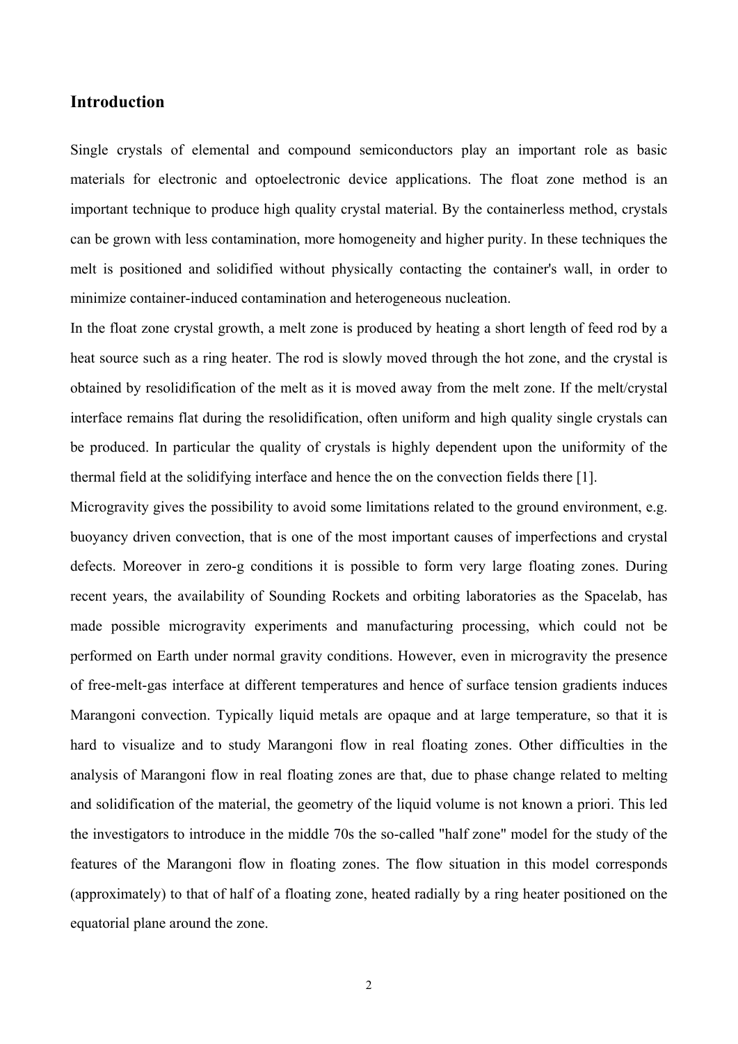## Introduction

Single crystals of elemental and compound semiconductors play an important role as basic materials for electronic and optoelectronic device applications. The float zone method is an important technique to produce high quality crystal material. By the containerless method, crystals can be grown with less contamination, more homogeneity and higher purity. In these techniques the melt is positioned and solidified without physically contacting the container's wall, in order to minimize container-induced contamination and heterogeneous nucleation.

In the float zone crystal growth, a melt zone is produced by heating a short length of feed rod by a heat source such as a ring heater. The rod is slowly moved through the hot zone, and the crystal is obtained by resolidification of the melt as it is moved away from the melt zone. If the melt/crystal interface remains flat during the resolidification, often uniform and high quality single crystals can be produced. In particular the quality of crystals is highly dependent upon the uniformity of the thermal field at the solidifying interface and hence the on the convection fields there [1].

Microgravity gives the possibility to avoid some limitations related to the ground environment, e.g. buoyancy driven convection, that is one of the most important causes of imperfections and crystal defects. Moreover in zero-g conditions it is possible to form very large floating zones. During recent years, the availability of Sounding Rockets and orbiting laboratories as the Spacelab, has made possible microgravity experiments and manufacturing processing, which could not be performed on Earth under normal gravity conditions. However, even in microgravity the presence of free-melt-gas interface at different temperatures and hence of surface tension gradients induces Marangoni convection. Typically liquid metals are opaque and at large temperature, so that it is hard to visualize and to study Marangoni flow in real floating zones. Other difficulties in the analysis of Marangoni flow in real floating zones are that, due to phase change related to melting and solidification of the material, the geometry of the liquid volume is not known a priori. This led the investigators to introduce in the middle 70s the so-called "half zone" model for the study of the features of the Marangoni flow in floating zones. The flow situation in this model corresponds (approximately) to that of half of a floating zone, heated radially by a ring heater positioned on the equatorial plane around the zone.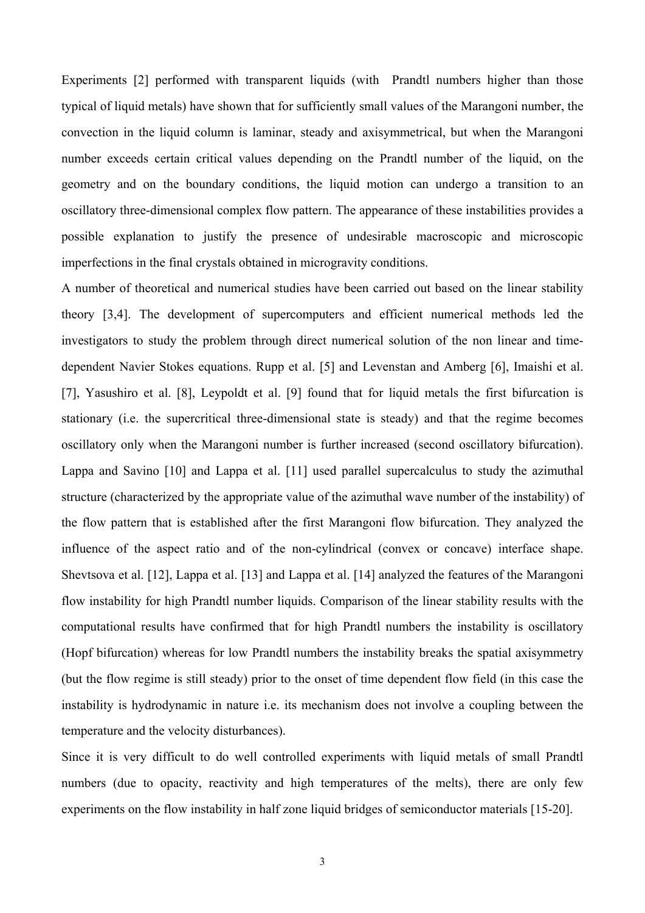Experiments [2] performed with transparent liquids (with Prandtl numbers higher than those typical of liquid metals) have shown that for sufficiently small values of the Marangoni number, the convection in the liquid column is laminar, steady and axisymmetrical, but when the Marangoni number exceeds certain critical values depending on the Prandtl number of the liquid, on the geometry and on the boundary conditions, the liquid motion can undergo a transition to an oscillatory three-dimensional complex flow pattern. The appearance of these instabilities provides a possible explanation to justify the presence of undesirable macroscopic and microscopic imperfections in the final crystals obtained in microgravity conditions.

A number of theoretical and numerical studies have been carried out based on the linear stability theory [3,4]. The development of supercomputers and efficient numerical methods led the investigators to study the problem through direct numerical solution of the non linear and time-dependent Navier Stokes equations. Rupp et al. [5] and Levenstan and Amberg [6], Imaishi et al. [7], Yasushiro et al. [8], Leypoldt et al. [9] found that for liquid metals the first bifurcation is stationary (i.e. the supercritical three-dimensional state is steady) and that the regime becomes oscillatory only when the Marangoni number is further increased (second oscillatory bifurcation). Lappa and Savino [10] and Lappa et al. [11] used parallel supercalculus to study the azimuthal structure (characterized by the appropriate value of the azimuthal wave number of the instability) of the flow pattern that is established after the first Marangoni flow bifurcation. They analyzed the influence of the aspect ratio and of the non-cylindrical (convex or concave) interface shape. Shevtsova et al. [12], Lappa et al. [13] and Lappa et al. [14] analyzed the features of the Marangoni flow instability for high Prandtl number liquids. Comparison of the linear stability results with the computational results have confirmed that for high Prandtl numbers the instability is oscillatory (Hopf bifurcation) whereas for low Prandtl numbers the instability breaks the spatial axisymmetry (but the flow regime is still steady) prior to the onset of time dependent flow field (in this case the instability is hydrodynamic in nature i.e. its mechanism does not involve a coupling between the temperature and the velocity disturbances).

Since it is very difficult to do well controlled experiments with liquid metals of small Prandtl numbers (due to opacity, reactivity and high temperatures of the melts), there are only few experiments on the flow instability in half zone liquid bridges of semiconductor materials [15-20].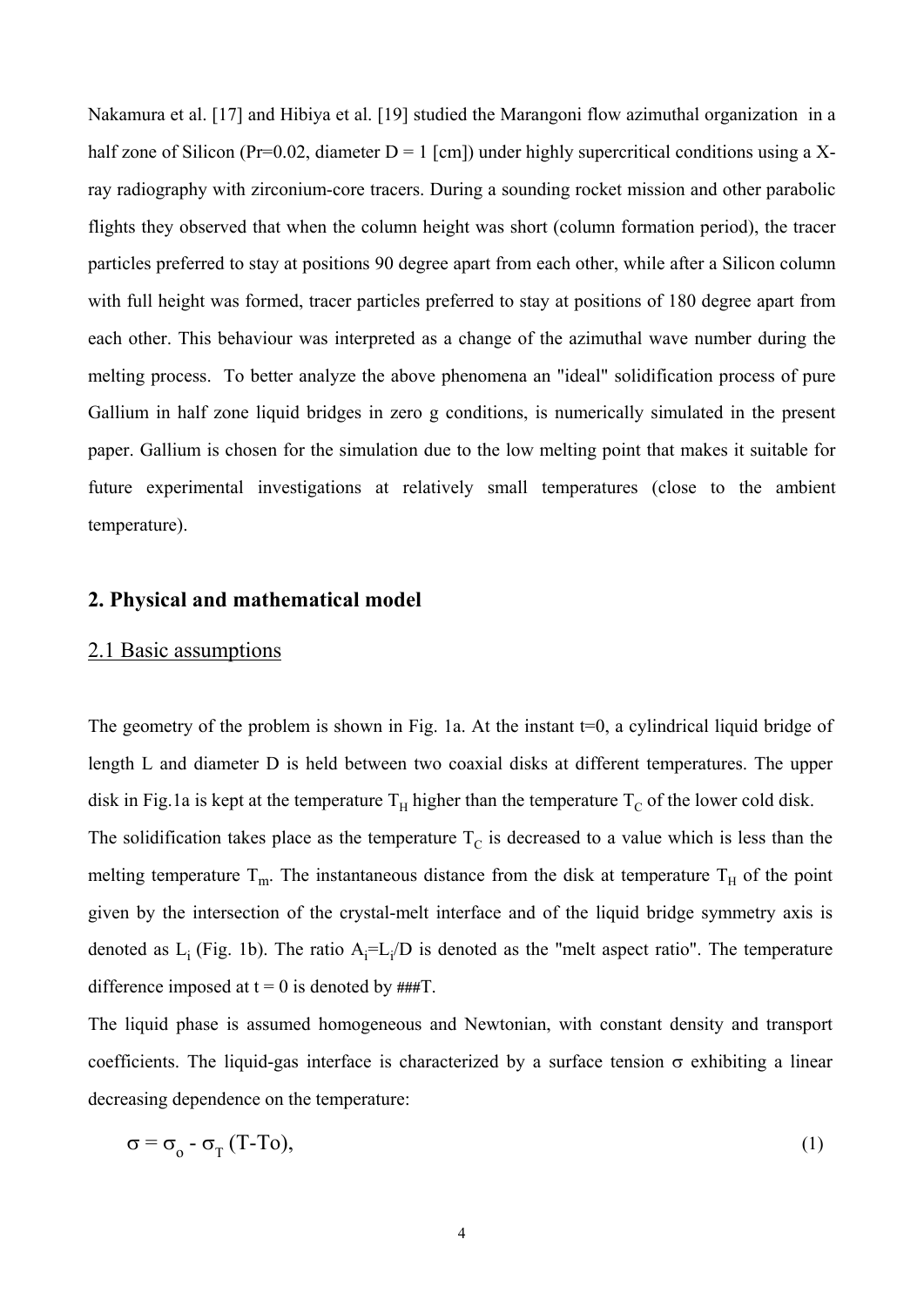Nakamura et al. [17] and Hibiya et al. [19] studied the Marangoni flow azimuthal organization in a half zone of Silicon (Pr=0.02, diameter D = 1 [cm]) under highly supercritical conditions using a X-ray radiography with zirconium-core tracers. During a sounding rocket mission and other parabolic flights they observed that when the column height was short (column formation period), the tracer particles preferred to stay at positions 90 degree apart from each other, while after a Silicon column with full height was formed, tracer particles preferred to stay at positions of 180 degree apart from each other. This behaviour was interpreted as a change of the azimuthal wave number during the melting process. To better analyze the above phenomena an "ideal" solidification process of pure Gallium in half zone liquid bridges in zero g conditions, is numerically simulated in the present paper. Gallium is chosen for the simulation due to the low melting point that makes it suitable for future experimental investigations at relatively small temperatures (close to the ambient temperature).

## 2. Physical and mathematical model

### 2.1 Basic assumptions

The geometry of the problem is shown in Fig. 1a. At the instant t=0, a cylindrical liquid bridge of length L and diameter D is held between two coaxial disks at different temperatures. The upper disk in Fig.1a is kept at the temperature $T_H$ higher than the temperature $T_C$ of the lower cold disk.
The solidification takes place as the temperature $T_C$ is decreased to a value which is less than the melting temperature $T_m$. The instantaneous distance from the disk at temperature $T_H$ of the point given by the intersection of the crystal-melt interface and of the liquid bridge symmetry axis is denoted as $L_i$ (Fig. 1b). The ratio $A_i=L_i/D$ is denoted as the "melt aspect ratio". The temperature difference imposed at t = 0 is denoted by ###T.

The liquid phase is assumed homogeneous and Newtonian, with constant density and transport coefficients. The liquid-gas interface is characterized by a surface tension $\sigma$ exhibiting a linear decreasing dependence on the temperature:

$$\sigma = \sigma_o - \sigma_T (T-To), \tag{1}$$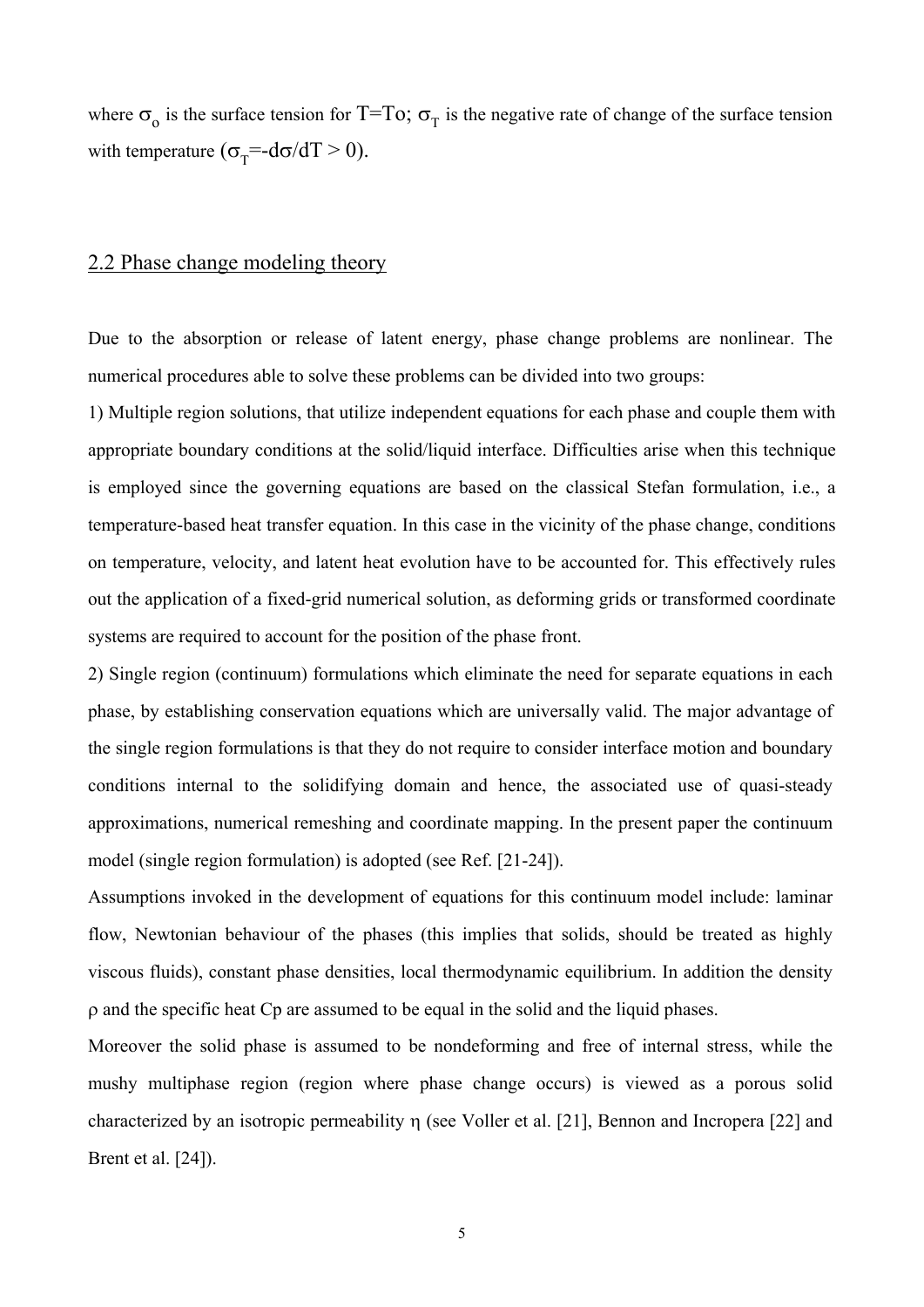where $\sigma_o$ is the surface tension for $T=To$; $\sigma_T$ is the negative rate of change of the surface tension with temperature ($\sigma_T=-d\sigma/dT > 0$).

## 2.2 Phase change modeling theory

Due to the absorption or release of latent energy, phase change problems are nonlinear. The numerical procedures able to solve these problems can be divided into two groups:

1) Multiple region solutions, that utilize independent equations for each phase and couple them with appropriate boundary conditions at the solid/liquid interface. Difficulties arise when this technique is employed since the governing equations are based on the classical Stefan formulation, i.e., a temperature-based heat transfer equation. In this case in the vicinity of the phase change, conditions on temperature, velocity, and latent heat evolution have to be accounted for. This effectively rules out the application of a fixed-grid numerical solution, as deforming grids or transformed coordinate systems are required to account for the position of the phase front.

2) Single region (continuum) formulations which eliminate the need for separate equations in each phase, by establishing conservation equations which are universally valid. The major advantage of the single region formulations is that they do not require to consider interface motion and boundary conditions internal to the solidifying domain and hence, the associated use of quasi-steady approximations, numerical remeshing and coordinate mapping. In the present paper the continuum model (single region formulation) is adopted (see Ref. [21-24]).

Assumptions invoked in the development of equations for this continuum model include: laminar flow, Newtonian behaviour of the phases (this implies that solids, should be treated as highly viscous fluids), constant phase densities, local thermodynamic equilibrium. In addition the density $\rho$ and the specific heat Cp are assumed to be equal in the solid and the liquid phases.

Moreover the solid phase is assumed to be nondeforming and free of internal stress, while the mushy multiphase region (region where phase change occurs) is viewed as a porous solid characterized by an isotropic permeability $\eta$ (see Voller et al. [21], Bennon and Incropera [22] and Brent et al. [24]).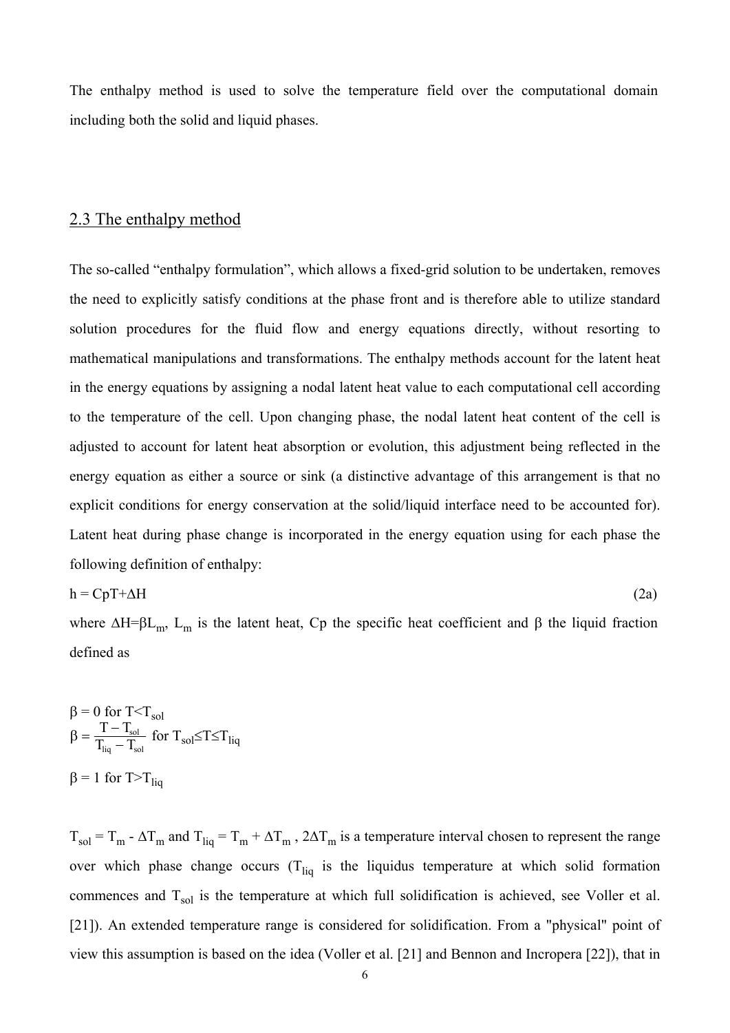The enthalpy method is used to solve the temperature field over the computational domain including both the solid and liquid phases.

## 2.3 The enthalpy method

The so-called "enthalpy formulation", which allows a fixed-grid solution to be undertaken, removes the need to explicitly satisfy conditions at the phase front and is therefore able to utilize standard solution procedures for the fluid flow and energy equations directly, without resorting to mathematical manipulations and transformations. The enthalpy methods account for the latent heat in the energy equations by assigning a nodal latent heat value to each computational cell according to the temperature of the cell. Upon changing phase, the nodal latent heat content of the cell is adjusted to account for latent heat absorption or evolution, this adjustment being reflected in the energy equation as either a source or sink (a distinctive advantage of this arrangement is that no explicit conditions for energy conservation at the solid/liquid interface need to be accounted for). Latent heat during phase change is incorporated in the energy equation using for each phase the following definition of enthalpy:

$$h = C_p T + \Delta H \tag{2a}$$

where $\Delta H = \beta L_m$, $L_m$ is the latent heat, Cp the specific heat coefficient and $\beta$ the liquid fraction defined as

$$\beta = 0 \text{ for } T < T_{sol}$$

$$\beta = \frac{T - T_{sol}}{T_{liq} - T_{sol}} \text{ for } T_{sol} \leq T \leq T_{liq}$$

$$\beta = 1 \text{ for } T > T_{liq}$$

$T_{sol} = T_m - \Delta T_m$ and $T_{liq} = T_m + \Delta T_m$ , $2\Delta T_m$ is a temperature interval chosen to represent the range over which phase change occurs ($T_{liq}$ is the liquidus temperature at which solid formation commences and $T_{sol}$ is the temperature at which full solidification is achieved, see Voller et al. [21]). An extended temperature range is considered for solidification. From a "physical" point of view this assumption is based on the idea (Voller et al. [21] and Bennon and Incropera [22]), that in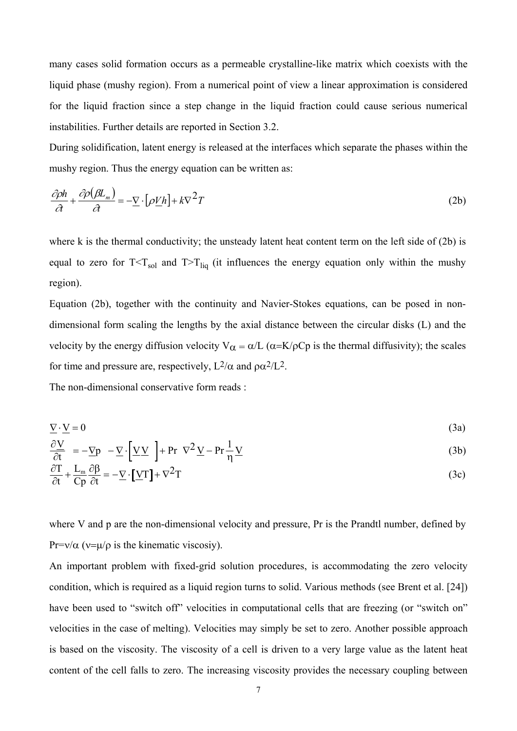many cases solid formation occurs as a permeable crystalline-like matrix which coexists with the liquid phase (mushy region). From a numerical point of view a linear approximation is considered for the liquid fraction since a step change in the liquid fraction could cause serious numerical instabilities. Further details are reported in Section 3.2.

During solidification, latent energy is released at the interfaces which separate the phases within the mushy region. Thus the energy equation can be written as:

$$\frac{\partial \rho h}{\partial t} + \frac{\partial \rho(\beta L_m)}{\partial t} = -\underline{\nabla} \cdot \left[\rho \underline{V} h\right] + k \nabla^2 T \tag{2b}$$

where k is the thermal conductivity; the unsteady latent heat content term on the left side of (2b) is equal to zero for $T<T_{sol}$ and $T>T_{liq}$ (it influences the energy equation only within the mushy region).

Equation (2b), together with the continuity and Navier-Stokes equations, can be posed in non-dimensional form scaling the lengths by the axial distance between the circular disks (L) and the velocity by the energy diffusion velocity $V_\alpha = \alpha/L$ ($\alpha = K/\rho Cp$ is the thermal diffusivity); the scales for time and pressure are, respectively, $L^2/\alpha$ and $\rho\alpha^2/L^2$.

The non-dimensional conservative form reads :

$$\underline{\nabla} \cdot \underline{V} = 0 \tag{3a}$$

$$\frac{\partial \underline{V}}{\partial t} = -\underline{\nabla} p - \underline{\nabla} \cdot \left[\underline{V}\,\underline{V}\right] + \Pr \nabla^2 \underline{V} - \Pr \frac{1}{\eta} \underline{V} \tag{3b}$$

$$\frac{\partial T}{\partial t} + \frac{L_m}{Cp} \frac{\partial \beta}{\partial t} = -\underline{\nabla} \cdot \left[\underline{V} T\right] + \nabla^2 T \tag{3c}$$

where V and p are the non-dimensional velocity and pressure, Pr is the Prandtl number, defined by $\Pr = \nu/\alpha$ ($\nu = \mu/\rho$ is the kinematic viscosiy).

An important problem with fixed-grid solution procedures, is accommodating the zero velocity condition, which is required as a liquid region turns to solid. Various methods (see Brent et al. [24]) have been used to "switch off" velocities in computational cells that are freezing (or "switch on" velocities in the case of melting). Velocities may simply be set to zero. Another possible approach is based on the viscosity. The viscosity of a cell is driven to a very large value as the latent heat content of the cell falls to zero. The increasing viscosity provides the necessary coupling between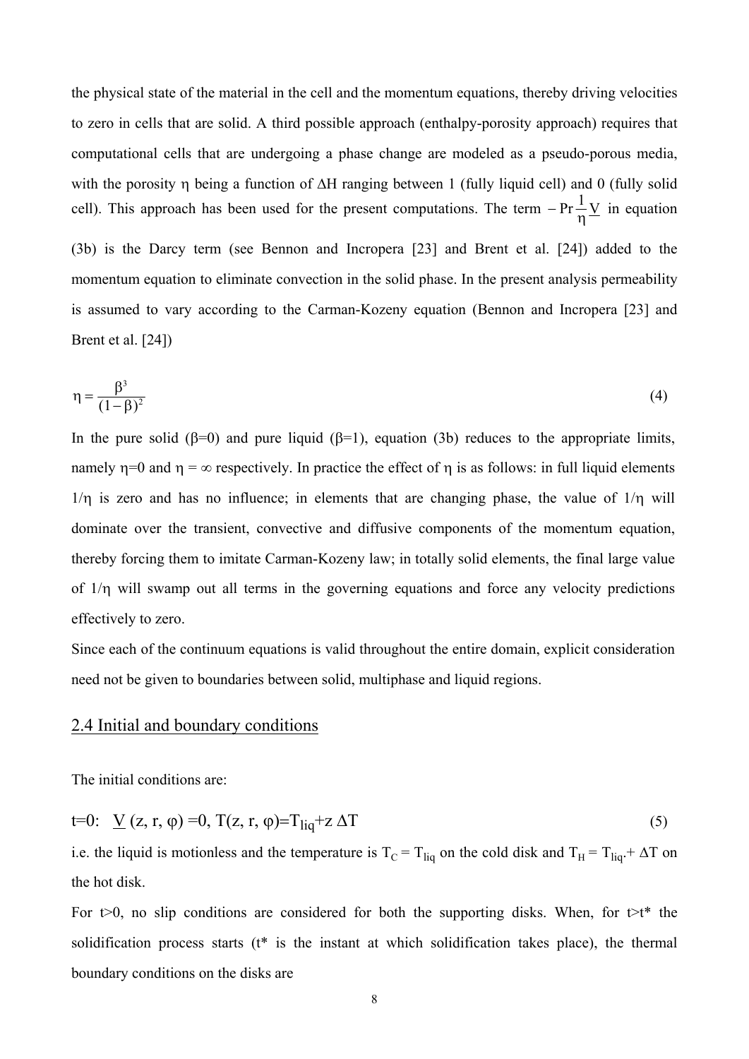the physical state of the material in the cell and the momentum equations, thereby driving velocities to zero in cells that are solid. A third possible approach (enthalpy-porosity approach) requires that computational cells that are undergoing a phase change are modeled as a pseudo-porous media, with the porosity $\eta$ being a function of $\Delta H$ ranging between 1 (fully liquid cell) and 0 (fully solid cell). This approach has been used for the present computations. The term $-\Pr\frac{1}{\eta}\underline{V}$ in equation (3b) is the Darcy term (see Bennon and Incropera [23] and Brent et al. [24]) added to the momentum equation to eliminate convection in the solid phase. In the present analysis permeability is assumed to vary according to the Carman-Kozeny equation (Bennon and Incropera [23] and Brent et al. [24])

$$\eta = \frac{\beta^3}{(1-\beta)^2} \tag{4}$$

In the pure solid ($\beta$=0) and pure liquid ($\beta$=1), equation (3b) reduces to the appropriate limits, namely $\eta$=0 and $\eta = \infty$ respectively. In practice the effect of $\eta$ is as follows: in full liquid elements $1/\eta$ is zero and has no influence; in elements that are changing phase, the value of $1/\eta$ will dominate over the transient, convective and diffusive components of the momentum equation, thereby forcing them to imitate Carman-Kozeny law; in totally solid elements, the final large value of $1/\eta$ will swamp out all terms in the governing equations and force any velocity predictions effectively to zero.

Since each of the continuum equations is valid throughout the entire domain, explicit consideration need not be given to boundaries between solid, multiphase and liquid regions.

## 2.4 Initial and boundary conditions

The initial conditions are:

$$t=0: \quad \underline{V}(z, r, \varphi)=0, \; T(z, r, \varphi)=T_{liq}+z\,\Delta T \tag{5}$$

i.e. the liquid is motionless and the temperature is $T_C = T_{liq}$ on the cold disk and $T_H = T_{liq} + \Delta T$ on the hot disk.

For t>0, no slip conditions are considered for both the supporting disks. When, for t>t* the solidification process starts (t* is the instant at which solidification takes place), the thermal boundary conditions on the disks are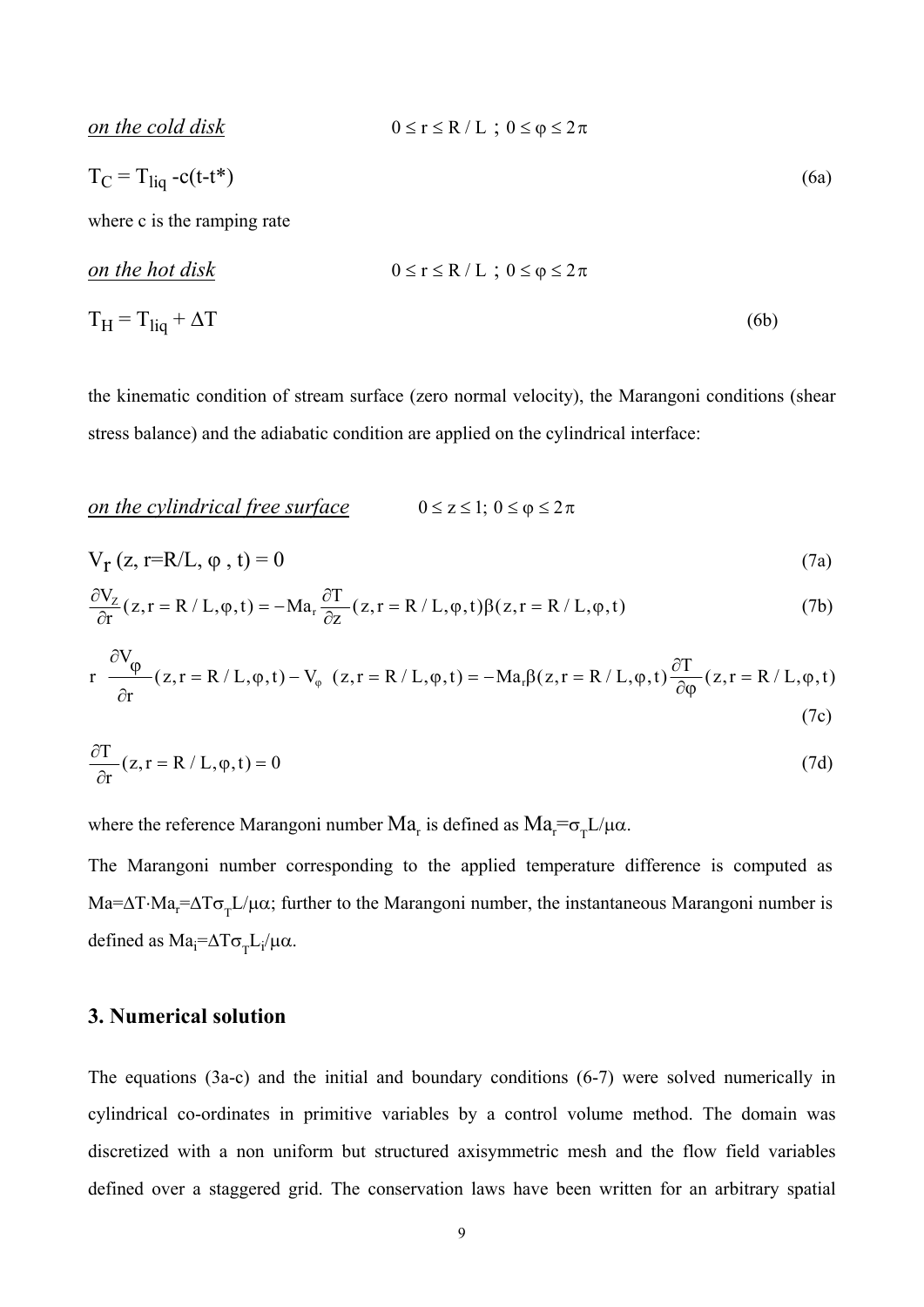*on the cold disk* $0 \le r \le R/L$ ; $0 \le \varphi \le 2\pi$

$$T_C = T_{liq} - c(t-t^*) \tag{6a}$$

where c is the ramping rate

*on the hot disk* $0 \le r \le R/L$ ; $0 \le \varphi \le 2\pi$

$$T_H = T_{liq} + \Delta T \tag{6b}$$

the kinematic condition of stream surface (zero normal velocity), the Marangoni conditions (shear stress balance) and the adiabatic condition are applied on the cylindrical interface:

*on the cylindrical free surface* $0 \le z \le 1$; $0 \le \varphi \le 2\pi$

$$V_r\,(z, r=R/L, \varphi, t) = 0 \tag{7a}$$

$$\frac{\partial V_z}{\partial r}(z, r=R/L, \varphi, t) = -Ma_r \frac{\partial T}{\partial z}(z, r=R/L, \varphi, t)\beta(z, r=R/L, \varphi, t) \tag{7b}$$

$$r\,\frac{\partial V_\varphi}{\partial r}(z, r=R/L, \varphi, t) - V_\varphi\,(z, r=R/L, \varphi, t) = -Ma_r\beta(z, r=R/L, \varphi, t)\frac{\partial T}{\partial \varphi}(z, r=R/L, \varphi, t) \tag{7c}$$

$$\frac{\partial T}{\partial r}(z, r=R/L, \varphi, t) = 0 \tag{7d}$$

where the reference Marangoni number $Ma_r$ is defined as $Ma_r=\sigma_T L/\mu\alpha$.

The Marangoni number corresponding to the applied temperature difference is computed as $Ma=\Delta T \cdot Ma_r=\Delta T\sigma_T L/\mu\alpha$; further to the Marangoni number, the instantaneous Marangoni number is defined as $Ma_i=\Delta T\sigma_T L_i/\mu\alpha$.

## 3. Numerical solution

The equations (3a-c) and the initial and boundary conditions (6-7) were solved numerically in cylindrical co-ordinates in primitive variables by a control volume method. The domain was discretized with a non uniform but structured axisymmetric mesh and the flow field variables defined over a staggered grid. The conservation laws have been written for an arbitrary spatial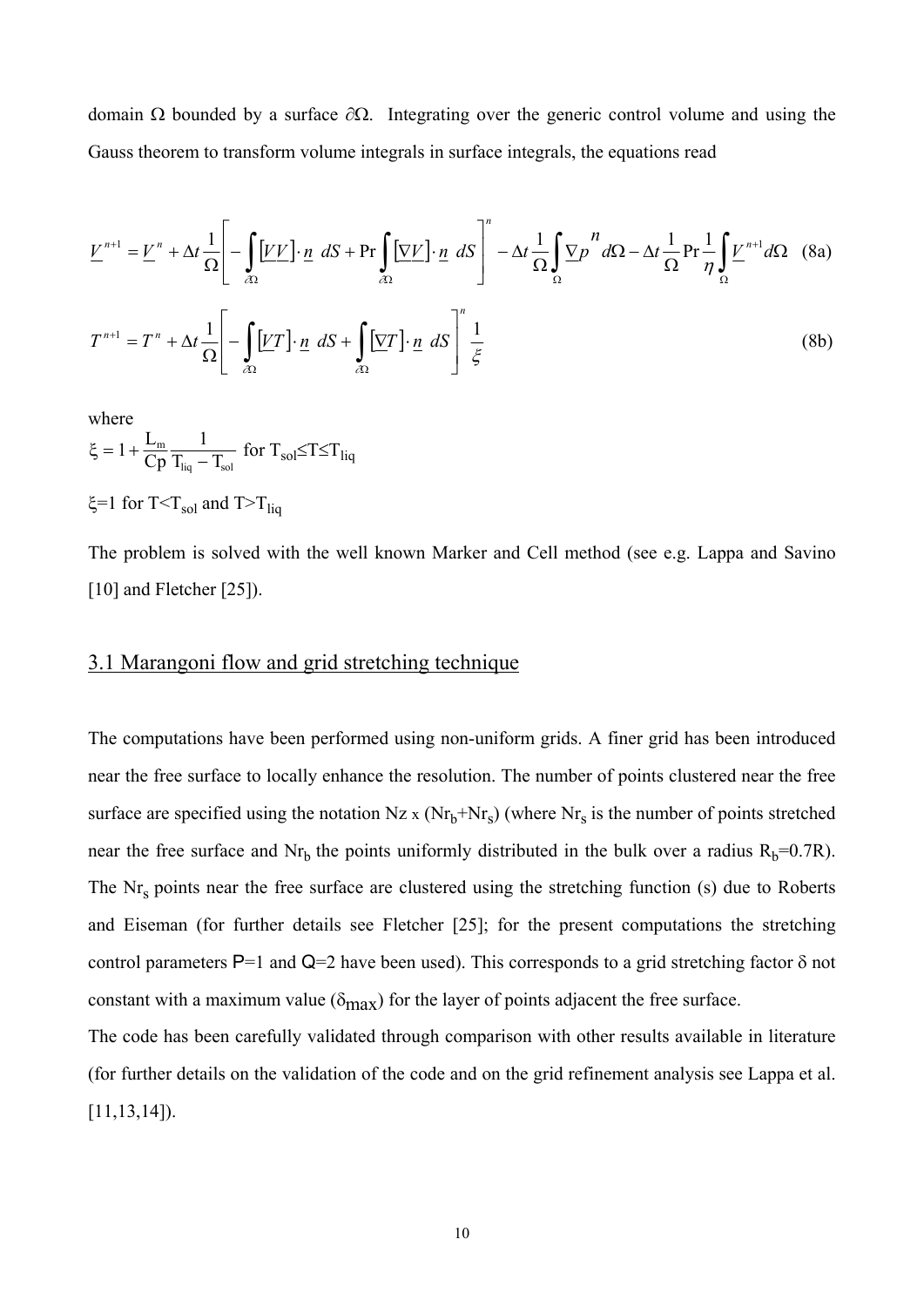domain Ω bounded by a surface ∂Ω. Integrating over the generic control volume and using the Gauss theorem to transform volume integrals in surface integrals, the equations read

$$\underline{V}^{n+1} = \underline{V}^{n} + \Delta t \frac{1}{\Omega}\left[ -\int_{\partial\Omega} \left[\underline{V}\,\underline{V}\right]\cdot \underline{n}\ dS + \Pr \int_{\partial\Omega} \left[\nabla \underline{V}\right]\cdot \underline{n}\ dS \right]^{n} - \Delta t \frac{1}{\Omega}\int_{\Omega} \nabla p^{\,n} d\Omega - \Delta t \frac{1}{\Omega} \Pr \frac{1}{\eta}\int_{\Omega} \underline{V}^{n+1} d\Omega \quad \text{(8a)}$$

$$T^{n+1} = T^{n} + \Delta t \frac{1}{\Omega}\left[ -\int_{\partial\Omega} \left[\underline{V}T\right]\cdot \underline{n}\ dS + \int_{\partial\Omega} \left[\nabla T\right]\cdot \underline{n}\ dS \right]^{n} \frac{1}{\xi} \quad \text{(8b)}$$

where

$\xi = 1 + \dfrac{L_m}{Cp}\dfrac{1}{T_{liq} - T_{sol}}$ for $T_{sol} \le T \le T_{liq}$

$\xi = 1$ for $T < T_{sol}$ and $T > T_{liq}$

The problem is solved with the well known Marker and Cell method (see e.g. Lappa and Savino [10] and Fletcher [25]).

## 3.1 Marangoni flow and grid stretching technique

The computations have been performed using non-uniform grids. A finer grid has been introduced near the free surface to locally enhance the resolution. The number of points clustered near the free surface are specified using the notation $Nz \times (Nr_b+Nr_s)$ (where $Nr_s$ is the number of points stretched near the free surface and $Nr_b$ the points uniformly distributed in the bulk over a radius $R_b$=0.7R). The $Nr_s$ points near the free surface are clustered using the stretching function (s) due to Roberts and Eiseman (for further details see Fletcher [25]; for the present computations the stretching control parameters P=1 and Q=2 have been used). This corresponds to a grid stretching factor δ not constant with a maximum value ($\delta_{max}$) for the layer of points adjacent the free surface.

The code has been carefully validated through comparison with other results available in literature (for further details on the validation of the code and on the grid refinement analysis see Lappa et al. [11,13,14]).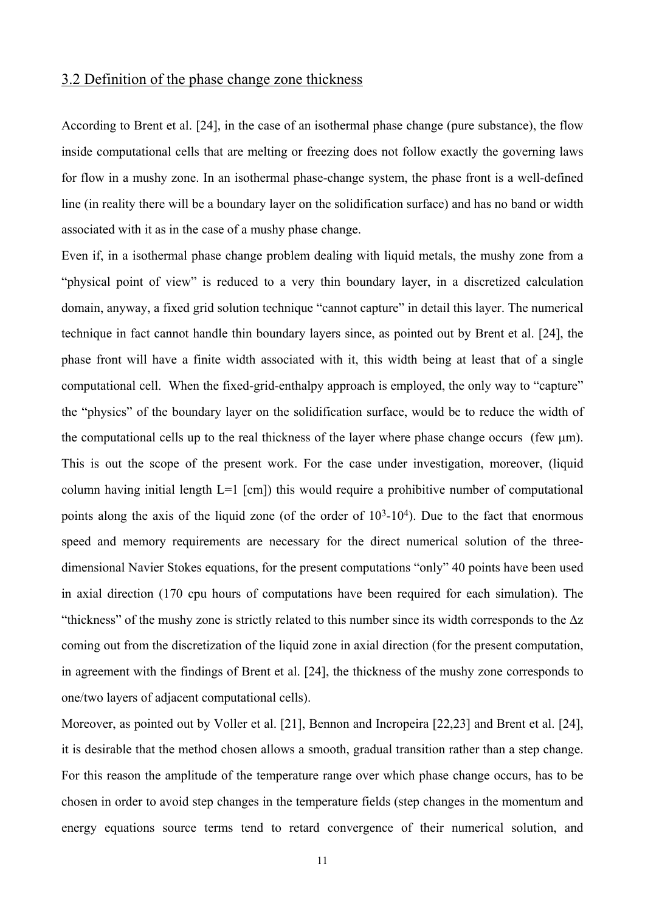## 3.2 Definition of the phase change zone thickness

According to Brent et al. [24], in the case of an isothermal phase change (pure substance), the flow inside computational cells that are melting or freezing does not follow exactly the governing laws for flow in a mushy zone. In an isothermal phase-change system, the phase front is a well-defined line (in reality there will be a boundary layer on the solidification surface) and has no band or width associated with it as in the case of a mushy phase change.

Even if, in a isothermal phase change problem dealing with liquid metals, the mushy zone from a "physical point of view" is reduced to a very thin boundary layer, in a discretized calculation domain, anyway, a fixed grid solution technique "cannot capture" in detail this layer. The numerical technique in fact cannot handle thin boundary layers since, as pointed out by Brent et al. [24], the phase front will have a finite width associated with it, this width being at least that of a single computational cell. When the fixed-grid-enthalpy approach is employed, the only way to "capture" the "physics" of the boundary layer on the solidification surface, would be to reduce the width of the computational cells up to the real thickness of the layer where phase change occurs (few μm). This is out the scope of the present work. For the case under investigation, moreover, (liquid column having initial length L=1 [cm]) this would require a prohibitive number of computational points along the axis of the liquid zone (of the order of $10^3$-$10^4$). Due to the fact that enormous speed and memory requirements are necessary for the direct numerical solution of the three-dimensional Navier Stokes equations, for the present computations "only" 40 points have been used in axial direction (170 cpu hours of computations have been required for each simulation). The "thickness" of the mushy zone is strictly related to this number since its width corresponds to the $\Delta z$ coming out from the discretization of the liquid zone in axial direction (for the present computation, in agreement with the findings of Brent et al. [24], the thickness of the mushy zone corresponds to one/two layers of adjacent computational cells).

Moreover, as pointed out by Voller et al. [21], Bennon and Incropeira [22,23] and Brent et al. [24], it is desirable that the method chosen allows a smooth, gradual transition rather than a step change. For this reason the amplitude of the temperature range over which phase change occurs, has to be chosen in order to avoid step changes in the temperature fields (step changes in the momentum and energy equations source terms tend to retard convergence of their numerical solution, and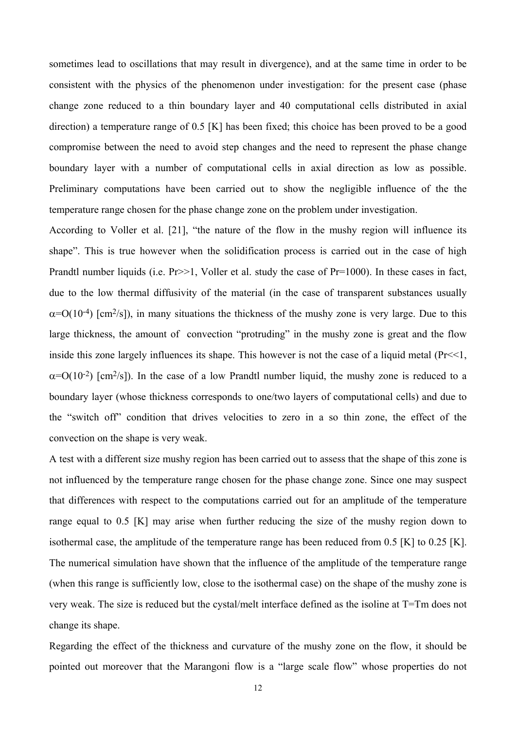sometimes lead to oscillations that may result in divergence), and at the same time in order to be consistent with the physics of the phenomenon under investigation: for the present case (phase change zone reduced to a thin boundary layer and 40 computational cells distributed in axial direction) a temperature range of 0.5 [K] has been fixed; this choice has been proved to be a good compromise between the need to avoid step changes and the need to represent the phase change boundary layer with a number of computational cells in axial direction as low as possible. Preliminary computations have been carried out to show the negligible influence of the the temperature range chosen for the phase change zone on the problem under investigation.

According to Voller et al. [21], "the nature of the flow in the mushy region will influence its shape". This is true however when the solidification process is carried out in the case of high Prandtl number liquids (i.e. Pr>>1, Voller et al. study the case of Pr=1000). In these cases in fact, due to the low thermal diffusivity of the material (in the case of transparent substances usually $\alpha=O(10^{-4})$ [$cm^2/s$]), in many situations the thickness of the mushy zone is very large. Due to this large thickness, the amount of convection "protruding" in the mushy zone is great and the flow inside this zone largely influences its shape. This however is not the case of a liquid metal (Pr<<1, $\alpha=O(10^{-2})$ [$cm^2/s$]). In the case of a low Prandtl number liquid, the mushy zone is reduced to a boundary layer (whose thickness corresponds to one/two layers of computational cells) and due to the "switch off" condition that drives velocities to zero in a so thin zone, the effect of the convection on the shape is very weak.

A test with a different size mushy region has been carried out to assess that the shape of this zone is not influenced by the temperature range chosen for the phase change zone. Since one may suspect that differences with respect to the computations carried out for an amplitude of the temperature range equal to 0.5 [K] may arise when further reducing the size of the mushy region down to isothermal case, the amplitude of the temperature range has been reduced from 0.5 [K] to 0.25 [K]. The numerical simulation have shown that the influence of the amplitude of the temperature range (when this range is sufficiently low, close to the isothermal case) on the shape of the mushy zone is very weak. The size is reduced but the cystal/melt interface defined as the isoline at T=Tm does not change its shape.

Regarding the effect of the thickness and curvature of the mushy zone on the flow, it should be pointed out moreover that the Marangoni flow is a "large scale flow" whose properties do not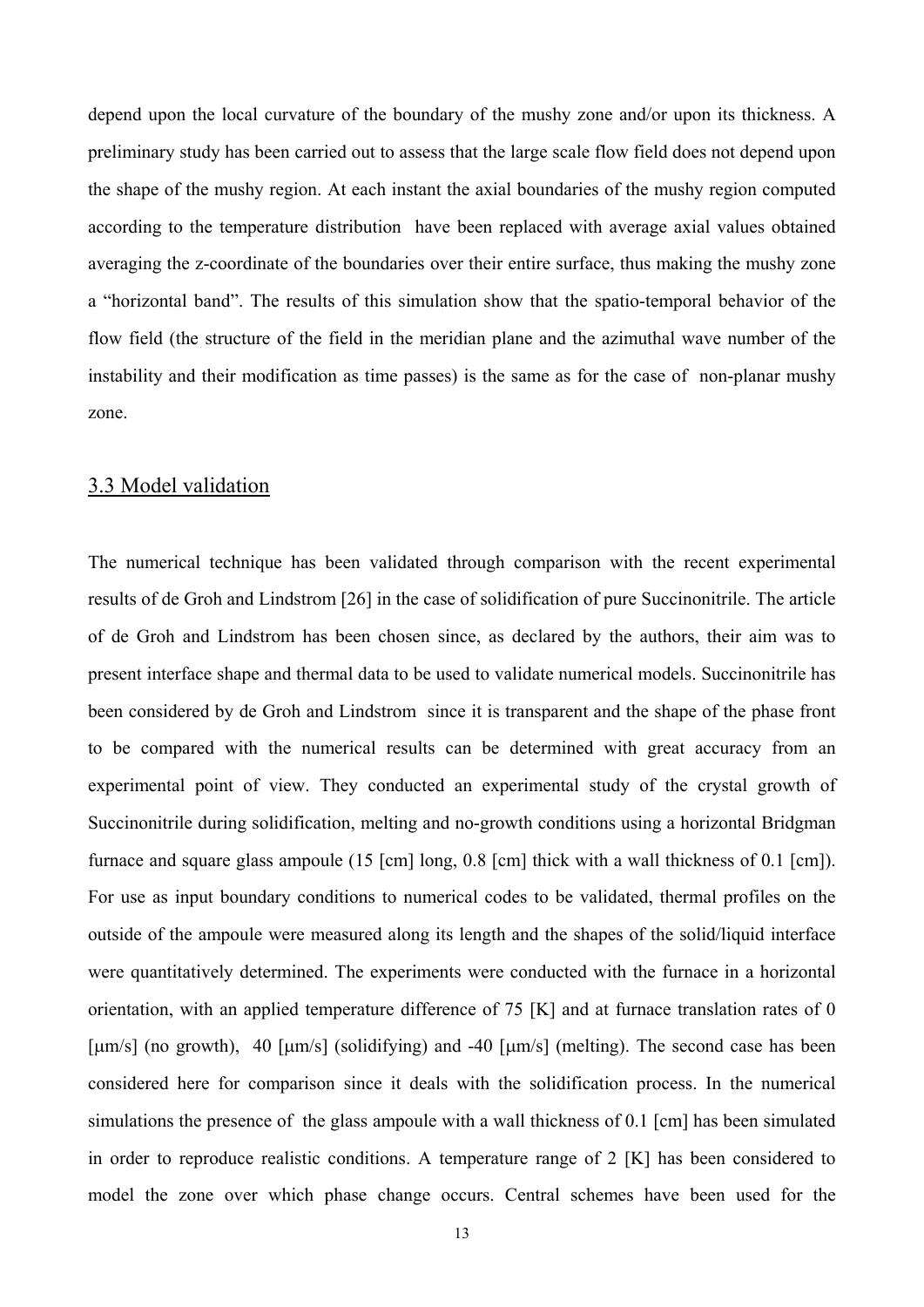depend upon the local curvature of the boundary of the mushy zone and/or upon its thickness. A preliminary study has been carried out to assess that the large scale flow field does not depend upon the shape of the mushy region. At each instant the axial boundaries of the mushy region computed according to the temperature distribution have been replaced with average axial values obtained averaging the z-coordinate of the boundaries over their entire surface, thus making the mushy zone a "horizontal band". The results of this simulation show that the spatio-temporal behavior of the flow field (the structure of the field in the meridian plane and the azimuthal wave number of the instability and their modification as time passes) is the same as for the case of non-planar mushy zone.

## 3.3 Model validation

The numerical technique has been validated through comparison with the recent experimental results of de Groh and Lindstrom [26] in the case of solidification of pure Succinonitrile. The article of de Groh and Lindstrom has been chosen since, as declared by the authors, their aim was to present interface shape and thermal data to be used to validate numerical models. Succinonitrile has been considered by de Groh and Lindstrom since it is transparent and the shape of the phase front to be compared with the numerical results can be determined with great accuracy from an experimental point of view. They conducted an experimental study of the crystal growth of Succinonitrile during solidification, melting and no-growth conditions using a horizontal Bridgman furnace and square glass ampoule (15 [cm] long, 0.8 [cm] thick with a wall thickness of 0.1 [cm]). For use as input boundary conditions to numerical codes to be validated, thermal profiles on the outside of the ampoule were measured along its length and the shapes of the solid/liquid interface were quantitatively determined. The experiments were conducted with the furnace in a horizontal orientation, with an applied temperature difference of 75 [K] and at furnace translation rates of 0 [μm/s] (no growth), 40 [μm/s] (solidifying) and -40 [μm/s] (melting). The second case has been considered here for comparison since it deals with the solidification process. In the numerical simulations the presence of the glass ampoule with a wall thickness of 0.1 [cm] has been simulated in order to reproduce realistic conditions. A temperature range of 2 [K] has been considered to model the zone over which phase change occurs. Central schemes have been used for the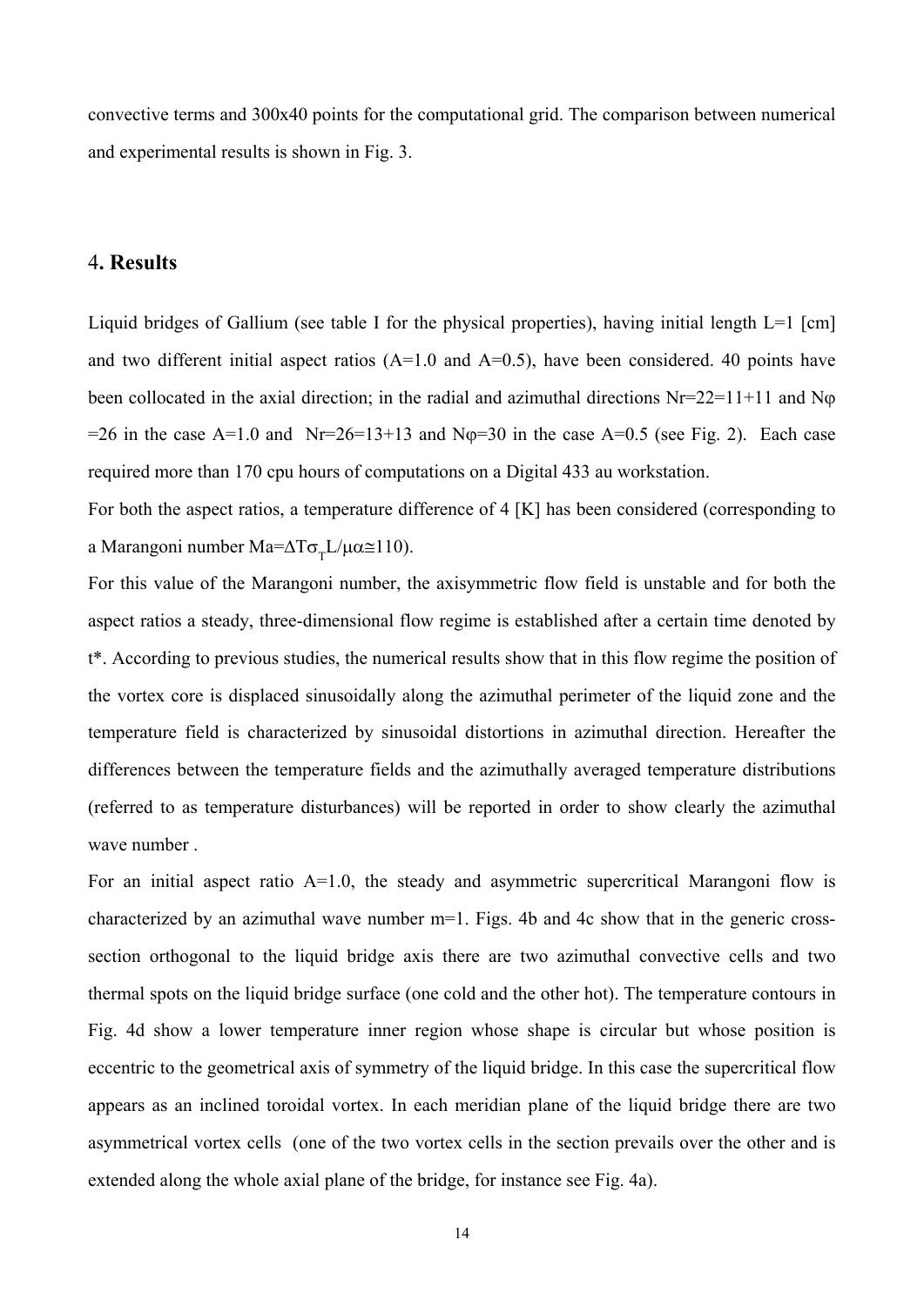convective terms and 300x40 points for the computational grid. The comparison between numerical and experimental results is shown in Fig. 3.

## 4. Results

Liquid bridges of Gallium (see table I for the physical properties), having initial length L=1 [cm] and two different initial aspect ratios (A=1.0 and A=0.5), have been considered. 40 points have been collocated in the axial direction; in the radial and azimuthal directions $N_r$=22=11+11 and $N_\varphi$ =26 in the case A=1.0 and $N_r$=26=13+13 and $N_\varphi$=30 in the case A=0.5 (see Fig. 2). Each case required more than 170 cpu hours of computations on a Digital 433 au workstation.

For both the aspect ratios, a temperature difference of 4 [K] has been considered (corresponding to a Marangoni number $Ma=\Delta T \sigma_T L/\mu\alpha \cong 110$).

For this value of the Marangoni number, the axisymmetric flow field is unstable and for both the aspect ratios a steady, three-dimensional flow regime is established after a certain time denoted by t*. According to previous studies, the numerical results show that in this flow regime the position of the vortex core is displaced sinusoidally along the azimuthal perimeter of the liquid zone and the temperature field is characterized by sinusoidal distortions in azimuthal direction. Hereafter the differences between the temperature fields and the azimuthally averaged temperature distributions (referred to as temperature disturbances) will be reported in order to show clearly the azimuthal wave number .

For an initial aspect ratio A=1.0, the steady and asymmetric supercritical Marangoni flow is characterized by an azimuthal wave number m=1. Figs. 4b and 4c show that in the generic cross-section orthogonal to the liquid bridge axis there are two azimuthal convective cells and two thermal spots on the liquid bridge surface (one cold and the other hot). The temperature contours in Fig. 4d show a lower temperature inner region whose shape is circular but whose position is eccentric to the geometrical axis of symmetry of the liquid bridge. In this case the supercritical flow appears as an inclined toroidal vortex. In each meridian plane of the liquid bridge there are two asymmetrical vortex cells (one of the two vortex cells in the section prevails over the other and is extended along the whole axial plane of the bridge, for instance see Fig. 4a).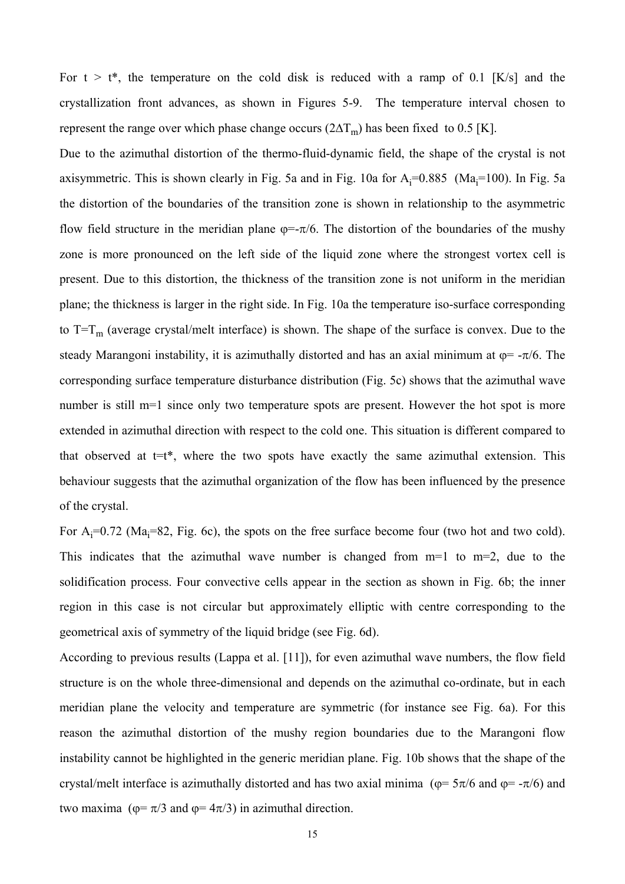For $t > t^*$, the temperature on the cold disk is reduced with a ramp of 0.1 [K/s] and the crystallization front advances, as shown in Figures 5-9. The temperature interval chosen to represent the range over which phase change occurs ($2\Delta T_m$) has been fixed to 0.5 [K].

Due to the azimuthal distortion of the thermo-fluid-dynamic field, the shape of the crystal is not axisymmetric. This is shown clearly in Fig. 5a and in Fig. 10a for $A_i$=0.885 ($Ma_i$=100). In Fig. 5a the distortion of the boundaries of the transition zone is shown in relationship to the asymmetric flow field structure in the meridian plane $\varphi=-\pi/6$. The distortion of the boundaries of the mushy zone is more pronounced on the left side of the liquid zone where the strongest vortex cell is present. Due to this distortion, the thickness of the transition zone is not uniform in the meridian plane; the thickness is larger in the right side. In Fig. 10a the temperature iso-surface corresponding to $T=T_m$ (average crystal/melt interface) is shown. The shape of the surface is convex. Due to the steady Marangoni instability, it is azimuthally distorted and has an axial minimum at $\varphi= -\pi/6$. The corresponding surface temperature disturbance distribution (Fig. 5c) shows that the azimuthal wave number is still m=1 since only two temperature spots are present. However the hot spot is more extended in azimuthal direction with respect to the cold one. This situation is different compared to that observed at $t=t^*$, where the two spots have exactly the same azimuthal extension. This behaviour suggests that the azimuthal organization of the flow has been influenced by the presence of the crystal.

For $A_i$=0.72 ($Ma_i$=82, Fig. 6c), the spots on the free surface become four (two hot and two cold). This indicates that the azimuthal wave number is changed from m=1 to m=2, due to the solidification process. Four convective cells appear in the section as shown in Fig. 6b; the inner region in this case is not circular but approximately elliptic with centre corresponding to the geometrical axis of symmetry of the liquid bridge (see Fig. 6d).

According to previous results (Lappa et al. [11]), for even azimuthal wave numbers, the flow field structure is on the whole three-dimensional and depends on the azimuthal co-ordinate, but in each meridian plane the velocity and temperature are symmetric (for instance see Fig. 6a). For this reason the azimuthal distortion of the mushy region boundaries due to the Marangoni flow instability cannot be highlighted in the generic meridian plane. Fig. 10b shows that the shape of the crystal/melt interface is azimuthally distorted and has two axial minima ($\varphi= 5\pi/6$ and $\varphi= -\pi/6$) and two maxima ($\varphi= \pi/3$ and $\varphi= 4\pi/3$) in azimuthal direction.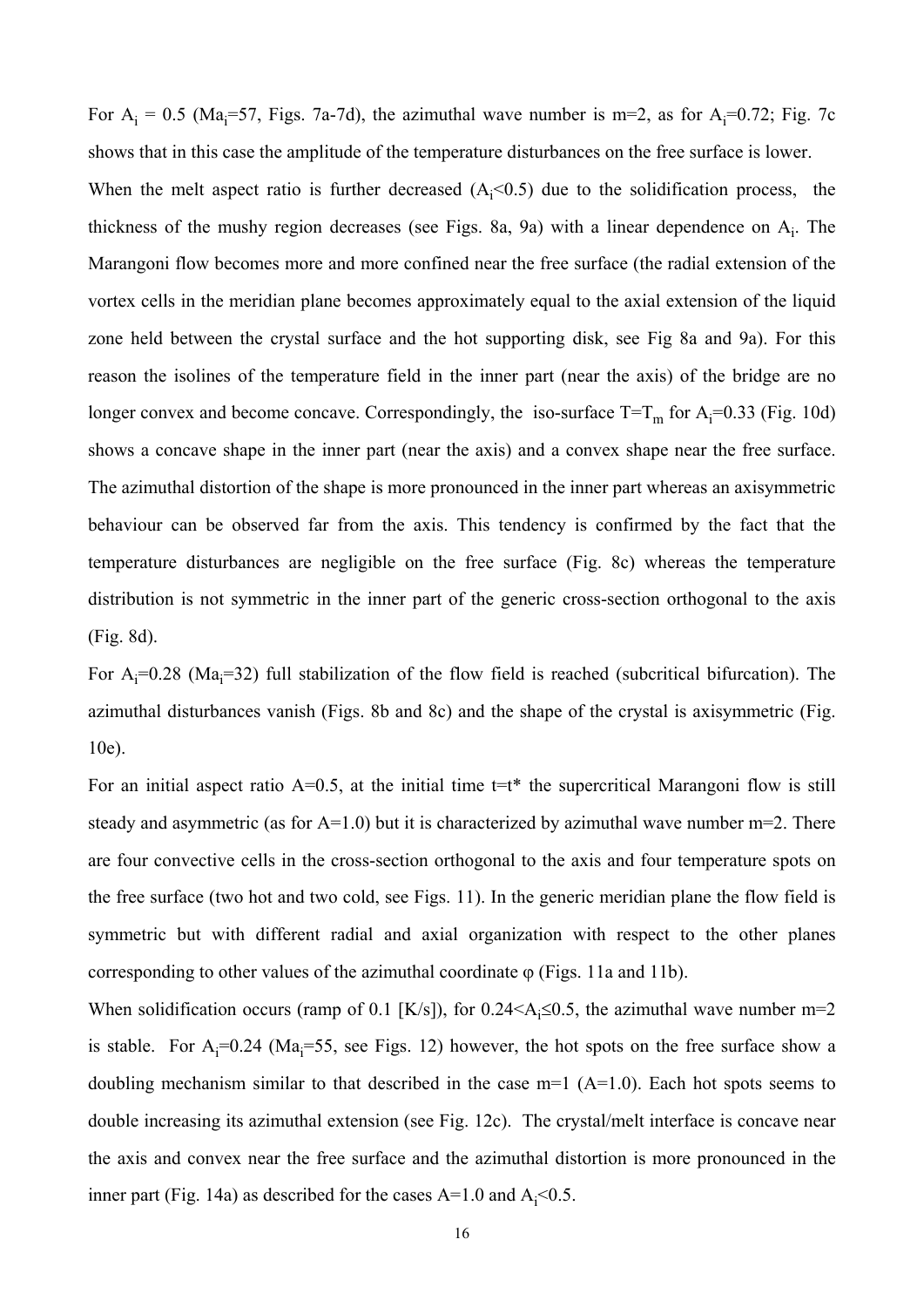For $A_i = 0.5$ ($Ma_i$=57, Figs. 7a-7d), the azimuthal wave number is m=2, as for $A_i$=0.72; Fig. 7c shows that in this case the amplitude of the temperature disturbances on the free surface is lower.

When the melt aspect ratio is further decreased ($A_i$<0.5) due to the solidification process, the thickness of the mushy region decreases (see Figs. 8a, 9a) with a linear dependence on $A_i$. The Marangoni flow becomes more and more confined near the free surface (the radial extension of the vortex cells in the meridian plane becomes approximately equal to the axial extension of the liquid zone held between the crystal surface and the hot supporting disk, see Fig 8a and 9a). For this reason the isolines of the temperature field in the inner part (near the axis) of the bridge are no longer convex and become concave. Correspondingly, the iso-surface $T=T_m$ for $A_i$=0.33 (Fig. 10d) shows a concave shape in the inner part (near the axis) and a convex shape near the free surface. The azimuthal distortion of the shape is more pronounced in the inner part whereas an axisymmetric behaviour can be observed far from the axis. This tendency is confirmed by the fact that the temperature disturbances are negligible on the free surface (Fig. 8c) whereas the temperature distribution is not symmetric in the inner part of the generic cross-section orthogonal to the axis (Fig. 8d).

For $A_i$=0.28 ($Ma_i$=32) full stabilization of the flow field is reached (subcritical bifurcation). The azimuthal disturbances vanish (Figs. 8b and 8c) and the shape of the crystal is axisymmetric (Fig. 10e).

For an initial aspect ratio A=0.5, at the initial time t=t* the supercritical Marangoni flow is still steady and asymmetric (as for A=1.0) but it is characterized by azimuthal wave number m=2. There are four convective cells in the cross-section orthogonal to the axis and four temperature spots on the free surface (two hot and two cold, see Figs. 11). In the generic meridian plane the flow field is symmetric but with different radial and axial organization with respect to the other planes corresponding to other values of the azimuthal coordinate φ (Figs. 11a and 11b).

When solidification occurs (ramp of 0.1 [K/s]), for $0.24<A_i\leq 0.5$, the azimuthal wave number m=2 is stable. For $A_i$=0.24 ($Ma_i$=55, see Figs. 12) however, the hot spots on the free surface show a doubling mechanism similar to that described in the case m=1 (A=1.0). Each hot spots seems to double increasing its azimuthal extension (see Fig. 12c). The crystal/melt interface is concave near the axis and convex near the free surface and the azimuthal distortion is more pronounced in the inner part (Fig. 14a) as described for the cases A=1.0 and $A_i$<0.5.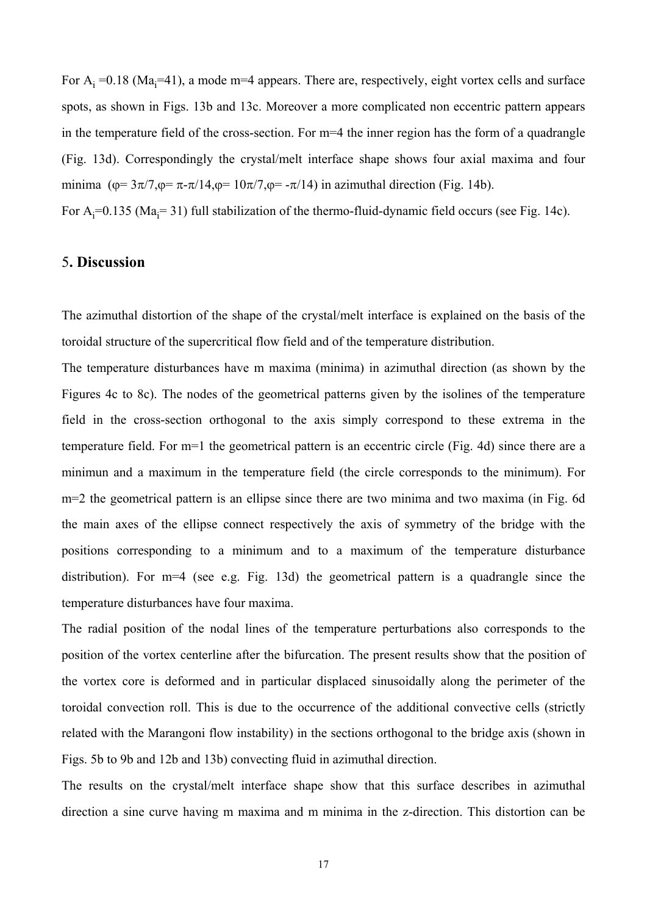For $A_i$ =0.18 ($Ma_i$=41), a mode m=4 appears. There are, respectively, eight vortex cells and surface spots, as shown in Figs. 13b and 13c. Moreover a more complicated non eccentric pattern appears in the temperature field of the cross-section. For m=4 the inner region has the form of a quadrangle (Fig. 13d). Correspondingly the crystal/melt interface shape shows four axial maxima and four minima ($\varphi= 3\pi/7, \varphi= \pi-\pi/14, \varphi= 10\pi/7, \varphi= -\pi/14$) in azimuthal direction (Fig. 14b).

For $A_i$=0.135 ($Ma_i$= 31) full stabilization of the thermo-fluid-dynamic field occurs (see Fig. 14c).

## 5. Discussion

The azimuthal distortion of the shape of the crystal/melt interface is explained on the basis of the toroidal structure of the supercritical flow field and of the temperature distribution.

The temperature disturbances have m maxima (minima) in azimuthal direction (as shown by the Figures 4c to 8c). The nodes of the geometrical patterns given by the isolines of the temperature field in the cross-section orthogonal to the axis simply correspond to these extrema in the temperature field. For m=1 the geometrical pattern is an eccentric circle (Fig. 4d) since there are a minimun and a maximum in the temperature field (the circle corresponds to the minimum). For m=2 the geometrical pattern is an ellipse since there are two minima and two maxima (in Fig. 6d the main axes of the ellipse connect respectively the axis of symmetry of the bridge with the positions corresponding to a minimum and to a maximum of the temperature disturbance distribution). For m=4 (see e.g. Fig. 13d) the geometrical pattern is a quadrangle since the temperature disturbances have four maxima.

The radial position of the nodal lines of the temperature perturbations also corresponds to the position of the vortex centerline after the bifurcation. The present results show that the position of the vortex core is deformed and in particular displaced sinusoidally along the perimeter of the toroidal convection roll. This is due to the occurrence of the additional convective cells (strictly related with the Marangoni flow instability) in the sections orthogonal to the bridge axis (shown in Figs. 5b to 9b and 12b and 13b) convecting fluid in azimuthal direction.

The results on the crystal/melt interface shape show that this surface describes in azimuthal direction a sine curve having m maxima and m minima in the z-direction. This distortion can be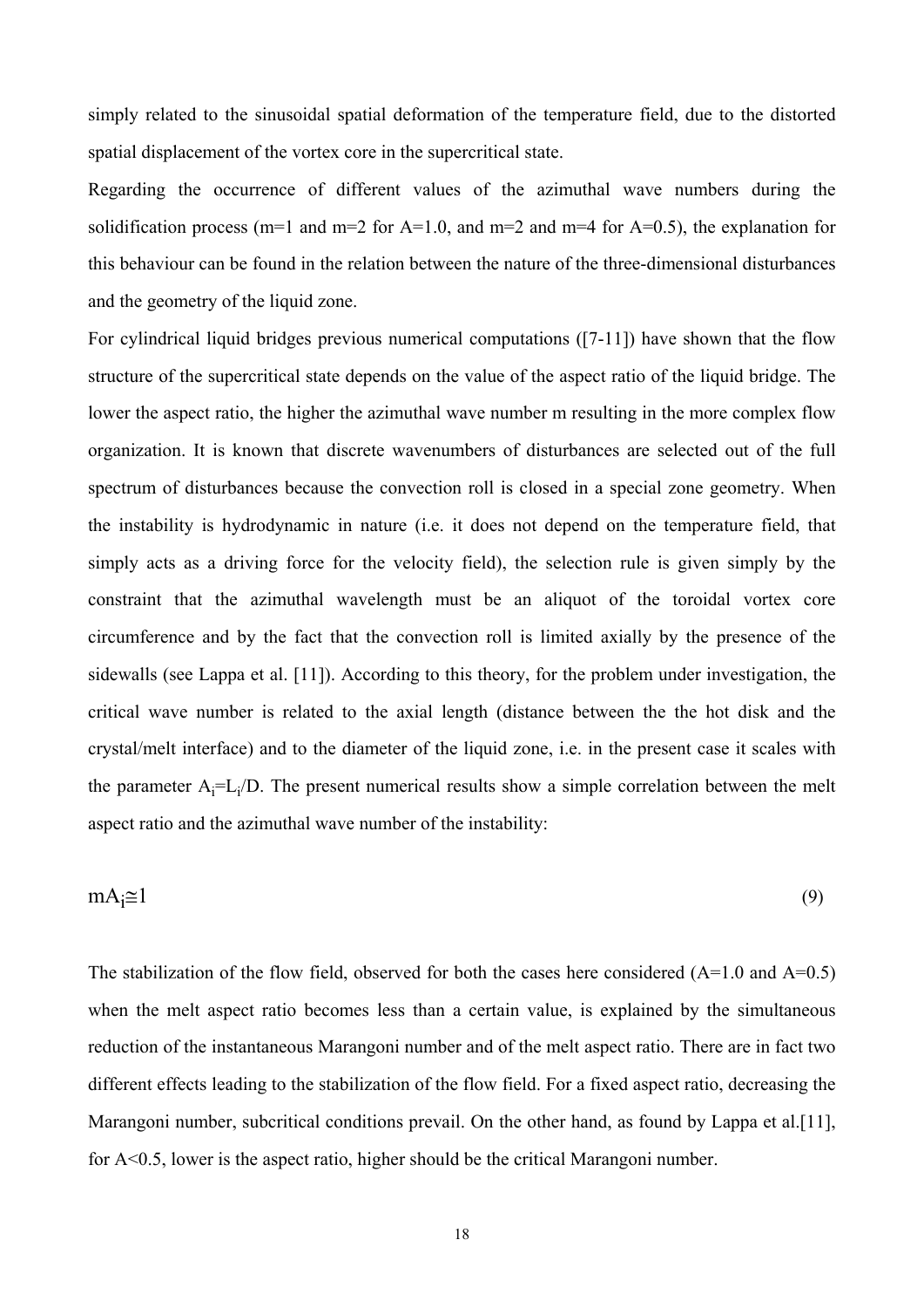simply related to the sinusoidal spatial deformation of the temperature field, due to the distorted spatial displacement of the vortex core in the supercritical state.

Regarding the occurrence of different values of the azimuthal wave numbers during the solidification process (m=1 and m=2 for A=1.0, and m=2 and m=4 for A=0.5), the explanation for this behaviour can be found in the relation between the nature of the three-dimensional disturbances and the geometry of the liquid zone.

For cylindrical liquid bridges previous numerical computations ([7-11]) have shown that the flow structure of the supercritical state depends on the value of the aspect ratio of the liquid bridge. The lower the aspect ratio, the higher the azimuthal wave number m resulting in the more complex flow organization. It is known that discrete wavenumbers of disturbances are selected out of the full spectrum of disturbances because the convection roll is closed in a special zone geometry. When the instability is hydrodynamic in nature (i.e. it does not depend on the temperature field, that simply acts as a driving force for the velocity field), the selection rule is given simply by the constraint that the azimuthal wavelength must be an aliquot of the toroidal vortex core circumference and by the fact that the convection roll is limited axially by the presence of the sidewalls (see Lappa et al. [11]). According to this theory, for the problem under investigation, the critical wave number is related to the axial length (distance between the the hot disk and the crystal/melt interface) and to the diameter of the liquid zone, i.e. in the present case it scales with the parameter $A_i=L_i/D$. The present numerical results show a simple correlation between the melt aspect ratio and the azimuthal wave number of the instability:

$$mA_i \cong 1 \tag{9}$$

The stabilization of the flow field, observed for both the cases here considered (A=1.0 and A=0.5) when the melt aspect ratio becomes less than a certain value, is explained by the simultaneous reduction of the instantaneous Marangoni number and of the melt aspect ratio. There are in fact two different effects leading to the stabilization of the flow field. For a fixed aspect ratio, decreasing the Marangoni number, subcritical conditions prevail. On the other hand, as found by Lappa et al.[11], for A<0.5, lower is the aspect ratio, higher should be the critical Marangoni number.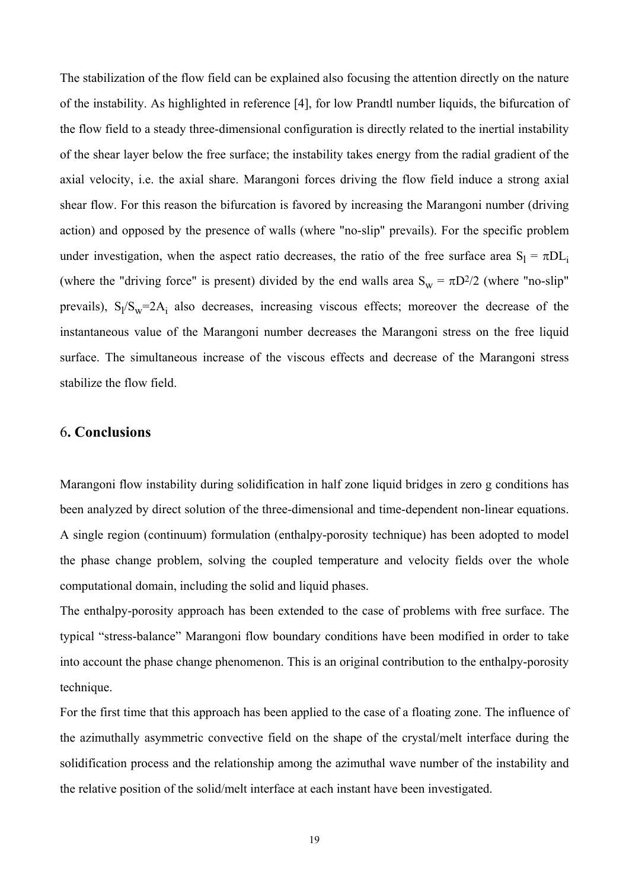The stabilization of the flow field can be explained also focusing the attention directly on the nature of the instability. As highlighted in reference [4], for low Prandtl number liquids, the bifurcation of the flow field to a steady three-dimensional configuration is directly related to the inertial instability of the shear layer below the free surface; the instability takes energy from the radial gradient of the axial velocity, i.e. the axial share. Marangoni forces driving the flow field induce a strong axial shear flow. For this reason the bifurcation is favored by increasing the Marangoni number (driving action) and opposed by the presence of walls (where "no-slip" prevails). For the specific problem under investigation, when the aspect ratio decreases, the ratio of the free surface area $S_l = \pi D L_i$ (where the "driving force" is present) divided by the end walls area $S_w = \pi D^2/2$ (where "no-slip" prevails), $S_l/S_w = 2A_i$ also decreases, increasing viscous effects; moreover the decrease of the instantaneous value of the Marangoni number decreases the Marangoni stress on the free liquid surface. The simultaneous increase of the viscous effects and decrease of the Marangoni stress stabilize the flow field.

## 6. Conclusions

Marangoni flow instability during solidification in half zone liquid bridges in zero g conditions has been analyzed by direct solution of the three-dimensional and time-dependent non-linear equations. A single region (continuum) formulation (enthalpy-porosity technique) has been adopted to model the phase change problem, solving the coupled temperature and velocity fields over the whole computational domain, including the solid and liquid phases.

The enthalpy-porosity approach has been extended to the case of problems with free surface. The typical "stress-balance" Marangoni flow boundary conditions have been modified in order to take into account the phase change phenomenon. This is an original contribution to the enthalpy-porosity technique.

For the first time that this approach has been applied to the case of a floating zone. The influence of the azimuthally asymmetric convective field on the shape of the crystal/melt interface during the solidification process and the relationship among the azimuthal wave number of the instability and the relative position of the solid/melt interface at each instant have been investigated.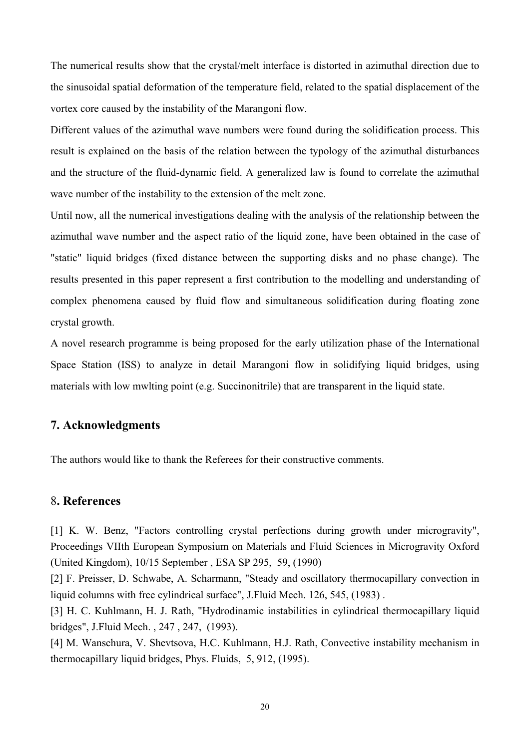The numerical results show that the crystal/melt interface is distorted in azimuthal direction due to the sinusoidal spatial deformation of the temperature field, related to the spatial displacement of the vortex core caused by the instability of the Marangoni flow.

Different values of the azimuthal wave numbers were found during the solidification process. This result is explained on the basis of the relation between the typology of the azimuthal disturbances and the structure of the fluid-dynamic field. A generalized law is found to correlate the azimuthal wave number of the instability to the extension of the melt zone.

Until now, all the numerical investigations dealing with the analysis of the relationship between the azimuthal wave number and the aspect ratio of the liquid zone, have been obtained in the case of "static" liquid bridges (fixed distance between the supporting disks and no phase change). The results presented in this paper represent a first contribution to the modelling and understanding of complex phenomena caused by fluid flow and simultaneous solidification during floating zone crystal growth.

A novel research programme is being proposed for the early utilization phase of the International Space Station (ISS) to analyze in detail Marangoni flow in solidifying liquid bridges, using materials with low mwlting point (e.g. Succinonitrile) that are transparent in the liquid state.

## 7. Acknowledgments

The authors would like to thank the Referees for their constructive comments.

## 8. References

[1] K. W. Benz, "Factors controlling crystal perfections during growth under microgravity", Proceedings VIIth European Symposium on Materials and Fluid Sciences in Microgravity Oxford (United Kingdom), 10/15 September , ESA SP 295, 59, (1990)

[2] F. Preisser, D. Schwabe, A. Scharmann, "Steady and oscillatory thermocapillary convection in liquid columns with free cylindrical surface", J.Fluid Mech. 126, 545, (1983) .

[3] H. C. Kuhlmann, H. J. Rath, "Hydrodinamic instabilities in cylindrical thermocapillary liquid bridges", J.Fluid Mech. , 247 , 247, (1993).

[4] M. Wanschura, V. Shevtsova, H.C. Kuhlmann, H.J. Rath, Convective instability mechanism in thermocapillary liquid bridges, Phys. Fluids, 5, 912, (1995).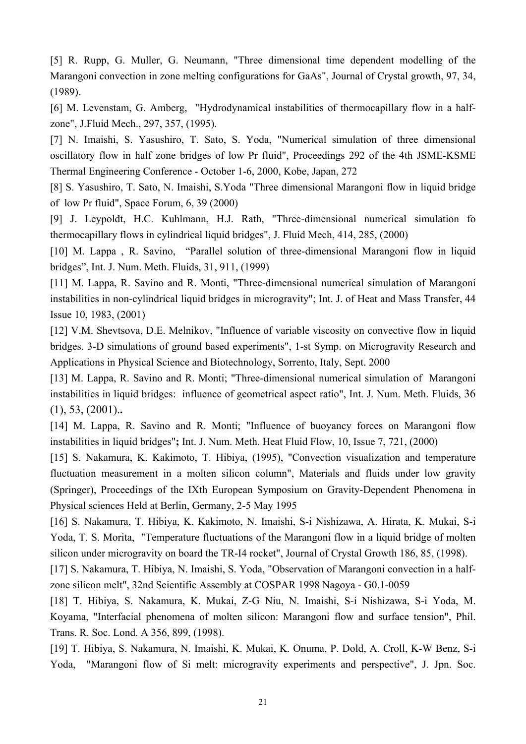[5] R. Rupp, G. Muller, G. Neumann, "Three dimensional time dependent modelling of the Marangoni convection in zone melting configurations for GaAs", Journal of Crystal growth, 97, 34, (1989).

[6] M. Levenstam, G. Amberg, "Hydrodynamical instabilities of thermocapillary flow in a half-zone", J.Fluid Mech., 297, 357, (1995).

[7] N. Imaishi, S. Yasushiro, T. Sato, S. Yoda, "Numerical simulation of three dimensional oscillatory flow in half zone bridges of low Pr fluid", Proceedings 292 of the 4th JSME-KSME Thermal Engineering Conference - October 1-6, 2000, Kobe, Japan, 272

[8] S. Yasushiro, T. Sato, N. Imaishi, S.Yoda "Three dimensional Marangoni flow in liquid bridge of low Pr fluid", Space Forum, 6, 39 (2000)

[9] J. Leypoldt, H.C. Kuhlmann, H.J. Rath, "Three-dimensional numerical simulation fo thermocapillary flows in cylindrical liquid bridges", J. Fluid Mech, 414, 285, (2000)

[10] M. Lappa , R. Savino, "Parallel solution of three-dimensional Marangoni flow in liquid bridges", Int. J. Num. Meth. Fluids, 31, 911, (1999)

[11] M. Lappa, R. Savino and R. Monti, "Three-dimensional numerical simulation of Marangoni instabilities in non-cylindrical liquid bridges in microgravity"; Int. J. of Heat and Mass Transfer, 44 Issue 10, 1983, (2001)

[12] V.M. Shevtsova, D.E. Melnikov, "Influence of variable viscosity on convective flow in liquid bridges. 3-D simulations of ground based experiments", 1-st Symp. on Microgravity Research and Applications in Physical Science and Biotechnology, Sorrento, Italy, Sept. 2000

[13] M. Lappa, R. Savino and R. Monti; "Three-dimensional numerical simulation of Marangoni instabilities in liquid bridges: influence of geometrical aspect ratio", Int. J. Num. Meth. Fluids, 36 (1), 53, (2001)**.**

[14] M. Lappa, R. Savino and R. Monti; "Influence of buoyancy forces on Marangoni flow instabilities in liquid bridges"**;** Int. J. Num. Meth. Heat Fluid Flow, 10, Issue 7, 721, (2000)

[15] S. Nakamura, K. Kakimoto, T. Hibiya, (1995), "Convection visualization and temperature fluctuation measurement in a molten silicon column", Materials and fluids under low gravity (Springer), Proceedings of the IXth European Symposium on Gravity-Dependent Phenomena in Physical sciences Held at Berlin, Germany, 2-5 May 1995

[16] S. Nakamura, T. Hibiya, K. Kakimoto, N. Imaishi, S-i Nishizawa, A. Hirata, K. Mukai, S-i Yoda, T. S. Morita, "Temperature fluctuations of the Marangoni flow in a liquid bridge of molten silicon under microgravity on board the TR-I4 rocket", Journal of Crystal Growth 186, 85, (1998).

[17] S. Nakamura, T. Hibiya, N. Imaishi, S. Yoda, "Observation of Marangoni convection in a half-zone silicon melt", 32nd Scientific Assembly at COSPAR 1998 Nagoya - G0.1-0059

[18] T. Hibiya, S. Nakamura, K. Mukai, Z-G Niu, N. Imaishi, S-i Nishizawa, S-i Yoda, M. Koyama, "Interfacial phenomena of molten silicon: Marangoni flow and surface tension", Phil. Trans. R. Soc. Lond. A 356, 899, (1998).

[19] T. Hibiya, S. Nakamura, N. Imaishi, K. Mukai, K. Onuma, P. Dold, A. Croll, K-W Benz, S-i Yoda, "Marangoni flow of Si melt: microgravity experiments and perspective", J. Jpn. Soc.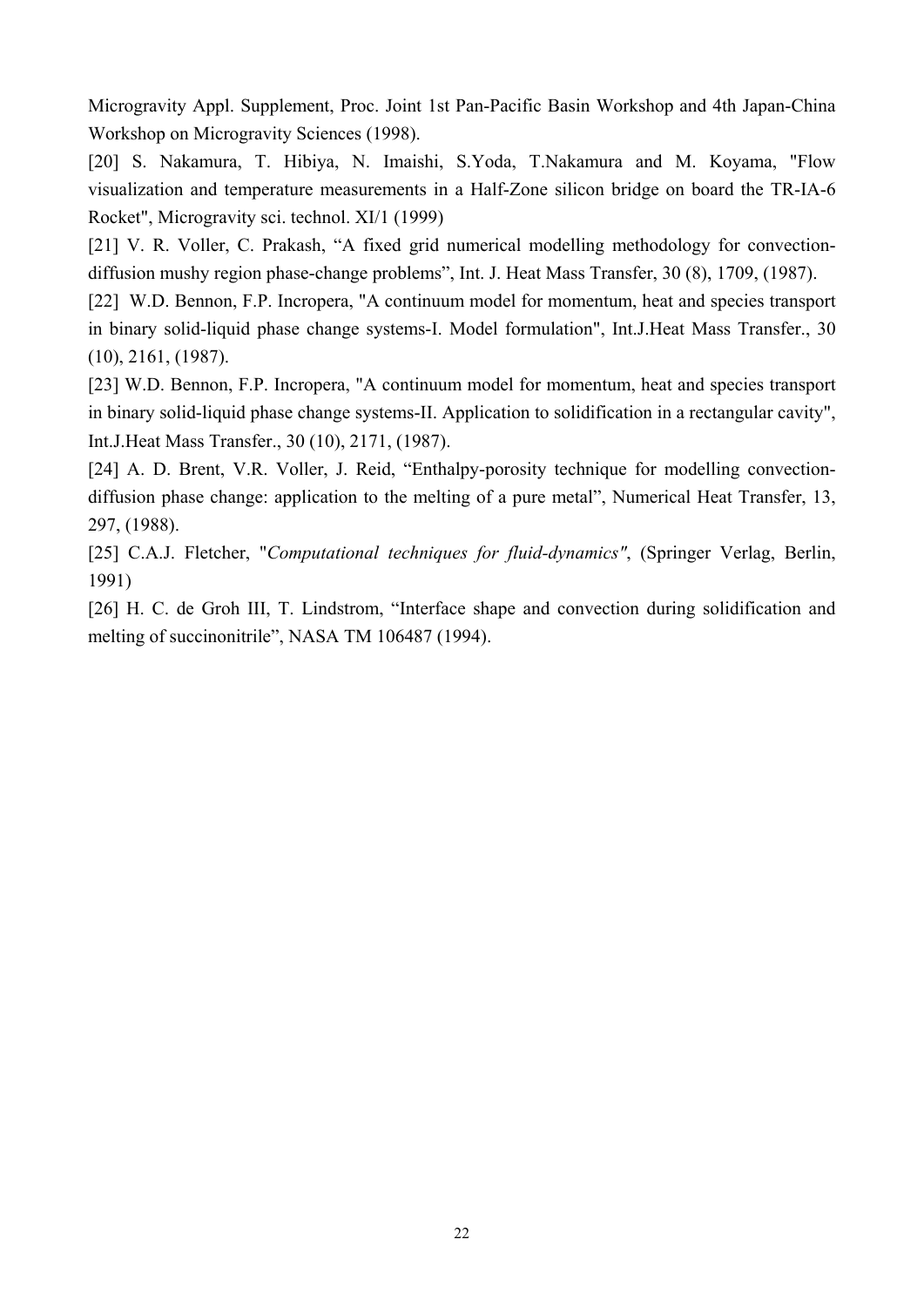Microgravity Appl. Supplement, Proc. Joint 1st Pan-Pacific Basin Workshop and 4th Japan-China Workshop on Microgravity Sciences (1998).

[20] S. Nakamura, T. Hibiya, N. Imaishi, S.Yoda, T.Nakamura and M. Koyama, "Flow visualization and temperature measurements in a Half-Zone silicon bridge on board the TR-IA-6 Rocket", Microgravity sci. technol. XI/1 (1999)

[21] V. R. Voller, C. Prakash, "A fixed grid numerical modelling methodology for convection-diffusion mushy region phase-change problems", Int. J. Heat Mass Transfer, 30 (8), 1709, (1987).

[22] W.D. Bennon, F.P. Incropera, "A continuum model for momentum, heat and species transport in binary solid-liquid phase change systems-I. Model formulation", Int.J.Heat Mass Transfer., 30 (10), 2161, (1987).

[23] W.D. Bennon, F.P. Incropera, "A continuum model for momentum, heat and species transport in binary solid-liquid phase change systems-II. Application to solidification in a rectangular cavity", Int.J.Heat Mass Transfer., 30 (10), 2171, (1987).

[24] A. D. Brent, V.R. Voller, J. Reid, "Enthalpy-porosity technique for modelling convection-diffusion phase change: application to the melting of a pure metal", Numerical Heat Transfer, 13, 297, (1988).

[25] C.A.J. Fletcher, "*Computational techniques for fluid-dynamics"*, (Springer Verlag, Berlin, 1991)

[26] H. C. de Groh III, T. Lindstrom, "Interface shape and convection during solidification and melting of succinonitrile", NASA TM 106487 (1994).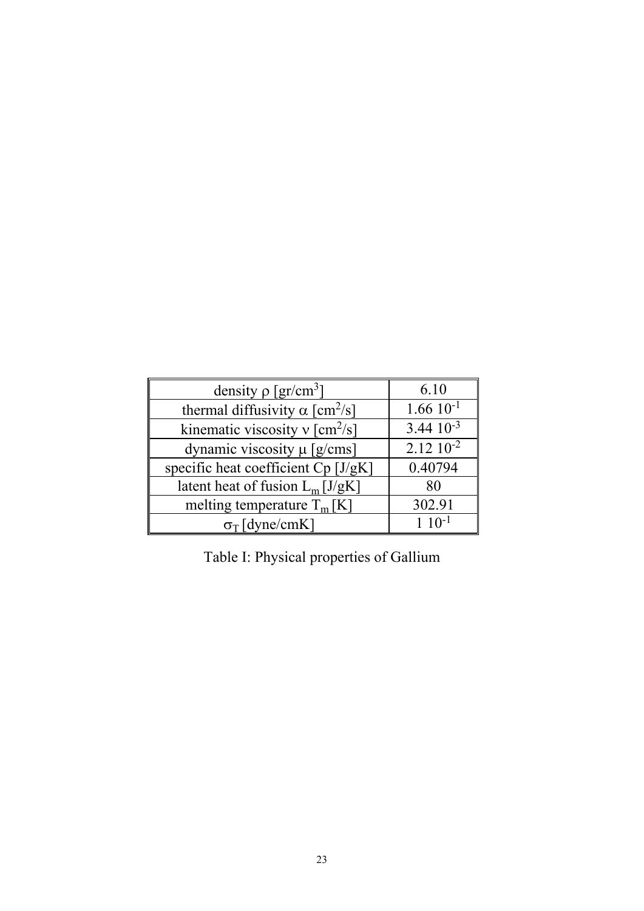| | |
|---|---|
| density $\rho$ [gr/cm$^3$] | 6.10 |
| thermal diffusivity $\alpha$ [cm$^2$/s] | 1.66 $10^{-1}$ |
| kinematic viscosity $\nu$ [cm$^2$/s] | 3.44 $10^{-3}$ |
| dynamic viscosity $\mu$ [g/cms] | 2.12 $10^{-2}$ |
| specific heat coefficient Cp [J/gK] | 0.40794 |
| latent heat of fusion $L_m$ [J/gK] | 80 |
| melting temperature $T_m$ [K] | 302.91 |
| $\sigma_T$ [dyne/cmK] | 1 $10^{-1}$ |

Table I: Physical properties of Gallium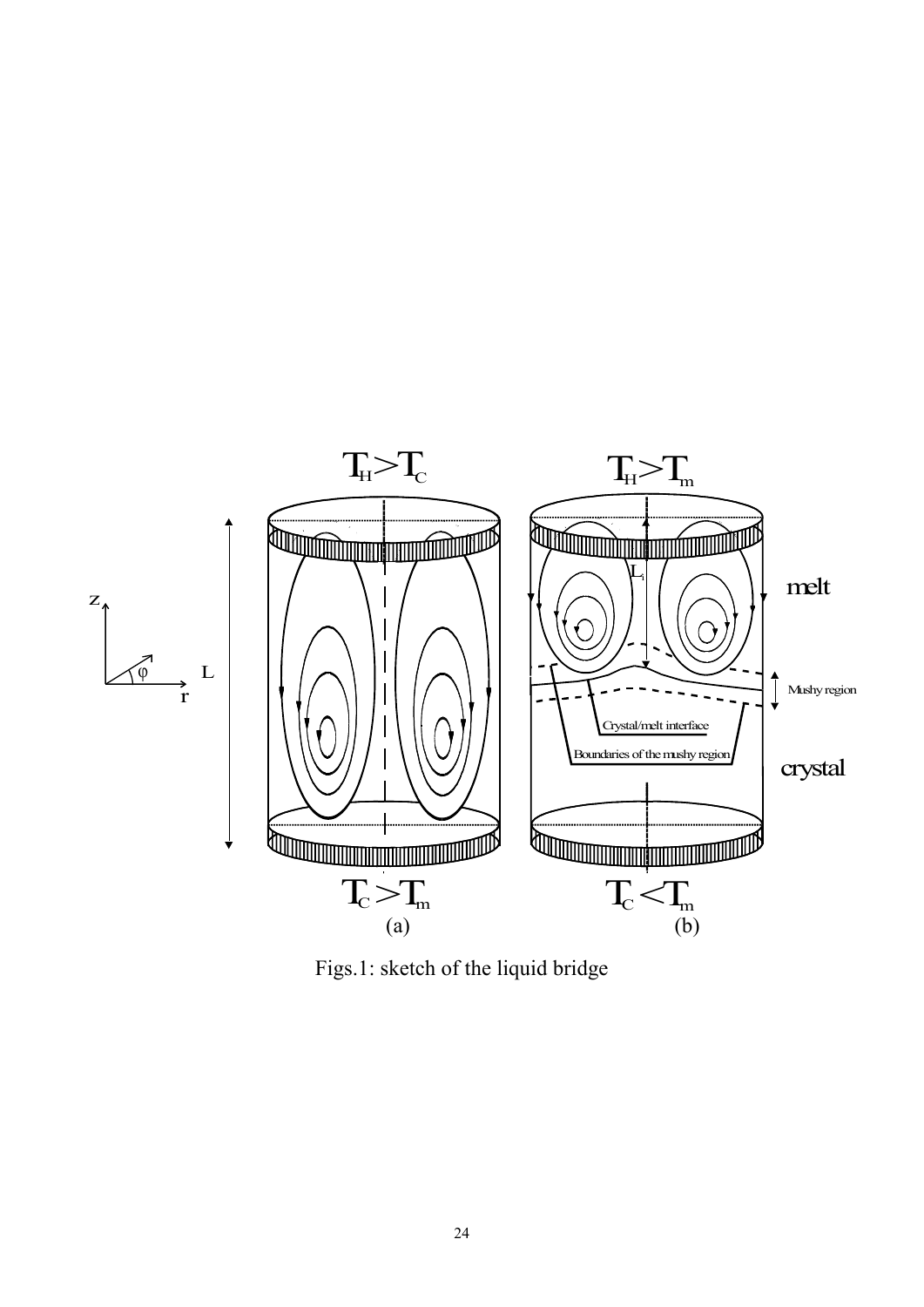Figs.1: sketch of the liquid bridge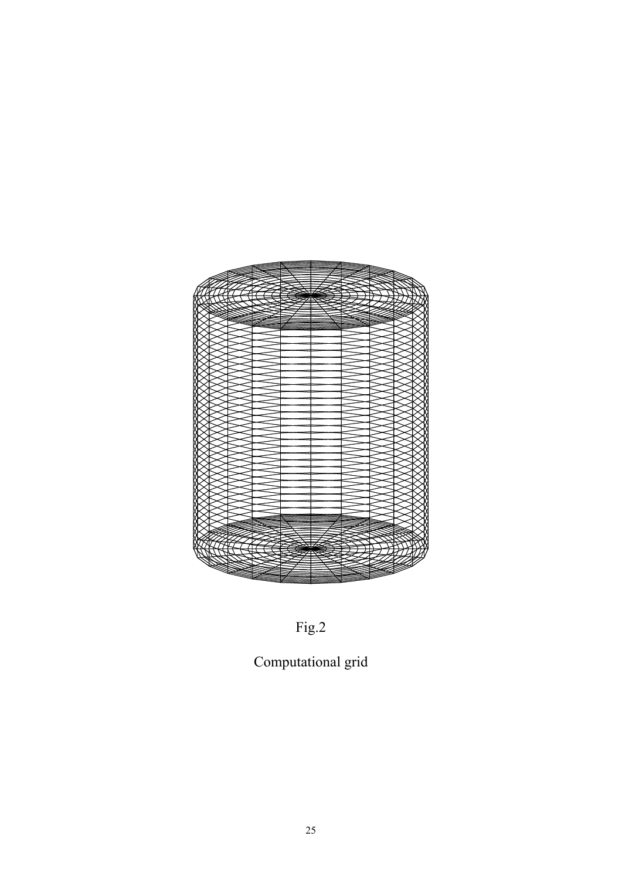Fig.2

Computational grid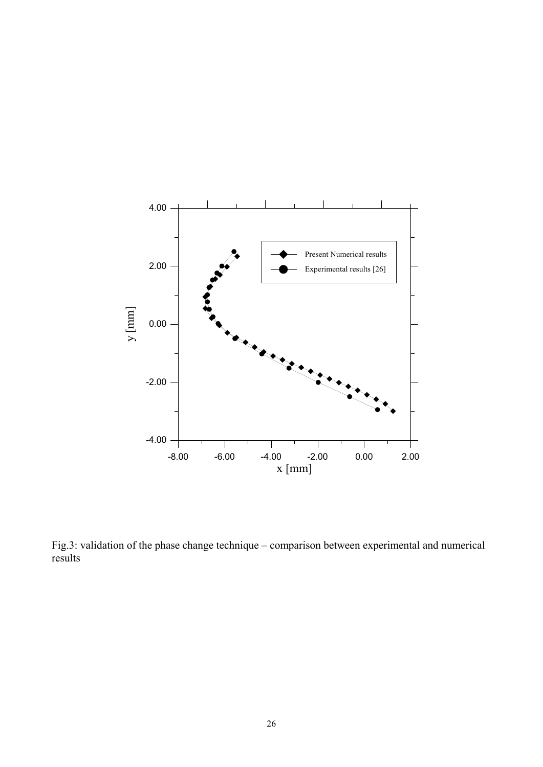Fig.3: validation of the phase change technique – comparison between experimental and numerical results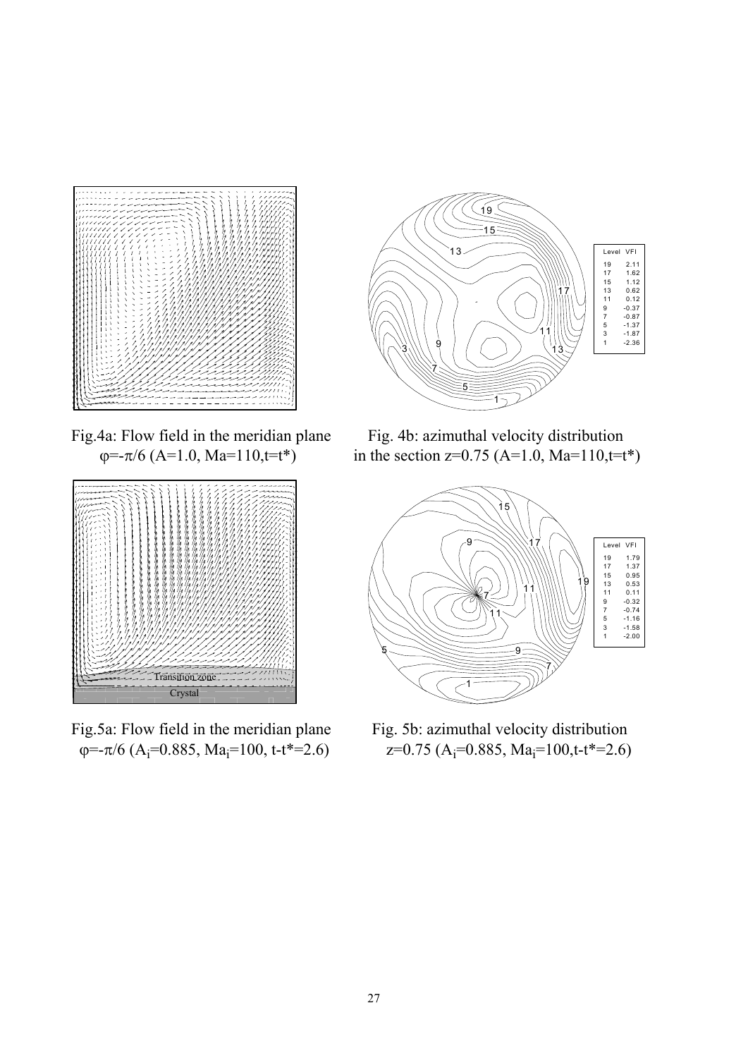Fig.4a: Flow field in the meridian plane $\varphi=-\pi/6$ ($A=1.0$, $Ma=110$, $t=t^*$)

Fig. 4b: azimuthal velocity distribution in the section $z=0.75$ ($A=1.0$, $Ma=110$, $t=t^*$)

| Level | VFI |
| --- | --- |
| 19 | 2.11 |
| 17 | 1.62 |
| 15 | 1.12 |
| 13 | 0.62 |
| 11 | 0.12 |
| 9 | -0.37 |
| 7 | -0.87 |
| 5 | -1.37 |
| 3 | -1.87 |
| 1 | -2.36 |

Fig.5a: Flow field in the meridian plane $\varphi=-\pi/6$ ($A_i=0.885$, $Ma_i=100$, $t-t^*=2.6$)

Fig. 5b: azimuthal velocity distribution $z=0.75$ ($A_i=0.885$, $Ma_i=100$, $t-t^*=2.6$)

| Level | VFI |
| --- | --- |
| 19 | 1.79 |
| 17 | 1.37 |
| 15 | 0.95 |
| 13 | 0.53 |
| 11 | 0.11 |
| 9 | -0.32 |
| 7 | -0.74 |
| 5 | -1.16 |
| 3 | -1.58 |
| 1 | -2.00 |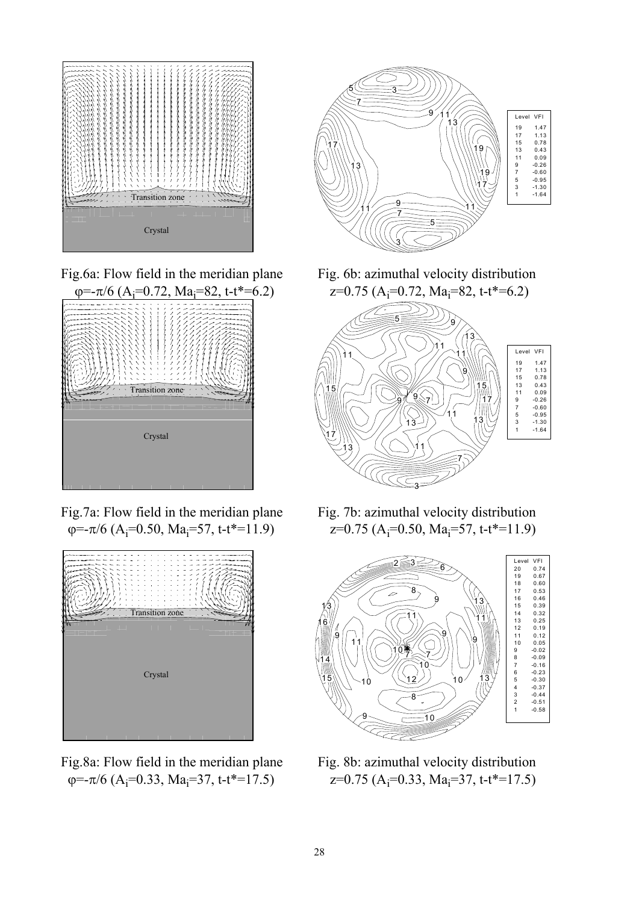Fig.6a: Flow field in the meridian plane $\varphi=-\pi/6$ ($A_i=0.72$, $Ma_i=82$, $t-t^*=6.2$)

Fig. 6b: azimuthal velocity distribution $z=0.75$ ($A_i=0.72$, $Ma_i=82$, $t-t^*=6.2$)

Fig.7a: Flow field in the meridian plane $\varphi=-\pi/6$ ($A_i=0.50$, $Ma_i=57$, $t-t^*=11.9$)

Fig. 7b: azimuthal velocity distribution $z=0.75$ ($A_i=0.50$, $Ma_i=57$, $t-t^*=11.9$)

Fig.8a: Flow field in the meridian plane $\varphi=-\pi/6$ ($A_i=0.33$, $Ma_i=37$, $t-t^*=17.5$)

Fig. 8b: azimuthal velocity distribution $z=0.75$ ($A_i=0.33$, $Ma_i=37$, $t-t^*=17.5$)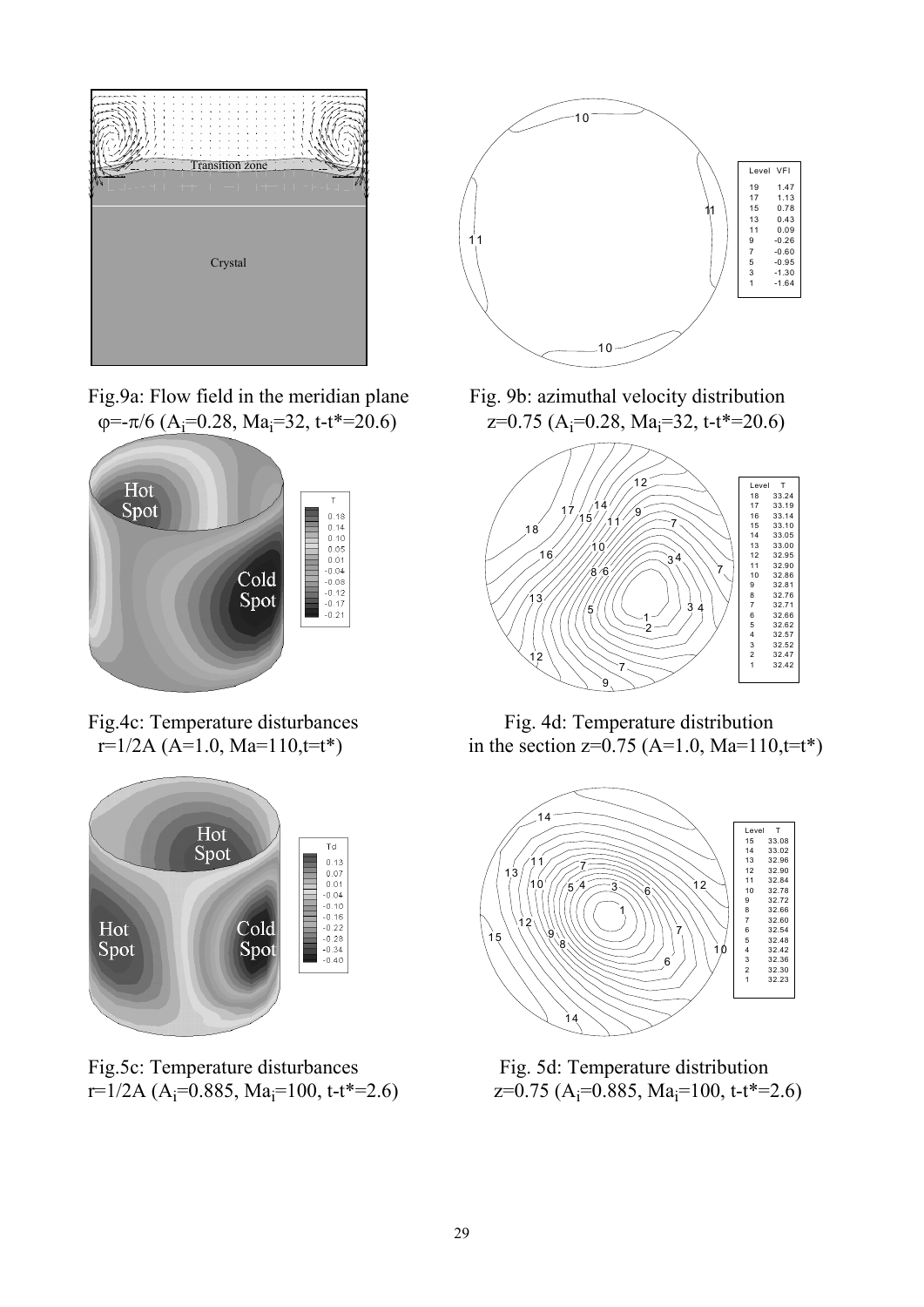Fig.9a: Flow field in the meridian plane $\varphi=-\pi/6$ ($A_i$=0.28, $Ma_i$=32, t-t*=20.6)

Fig. 9b: azimuthal velocity distribution z=0.75 ($A_i$=0.28, $Ma_i$=32, t-t*=20.6)

Fig.4c: Temperature disturbances r=1/2A (A=1.0, Ma=110,t=t*)

Fig. 4d: Temperature distribution in the section z=0.75 (A=1.0, Ma=110,t=t*)

Fig.5c: Temperature disturbances r=1/2A ($A_i$=0.885, $Ma_i$=100, t-t*=2.6)

Fig. 5d: Temperature distribution z=0.75 ($A_i$=0.885, $Ma_i$=100, t-t*=2.6)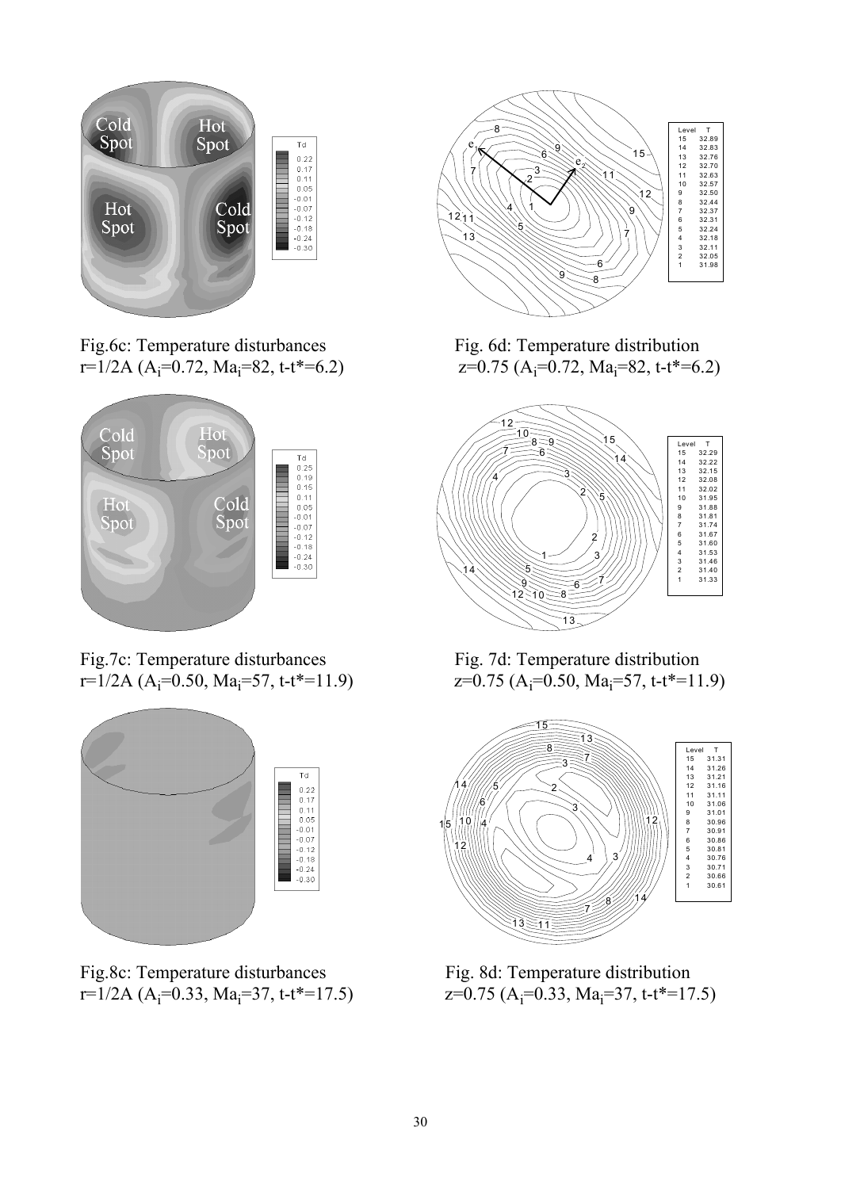Fig.6c: Temperature disturbances
$r=1/2A$ ($A_i=0.72$, $Ma_i=82$, $t-t^*=6.2$)

Fig. 6d: Temperature distribution
$z=0.75$ ($A_i=0.72$, $Ma_i=82$, $t-t^*=6.2$)

Fig.7c: Temperature disturbances
$r=1/2A$ ($A_i=0.50$, $Ma_i=57$, $t-t^*=11.9$)

Fig. 7d: Temperature distribution
$z=0.75$ ($A_i=0.50$, $Ma_i=57$, $t-t^*=11.9$)

Fig.8c: Temperature disturbances
$r=1/2A$ ($A_i=0.33$, $Ma_i=37$, $t-t^*=17.5$)

Fig. 8d: Temperature distribution
$z=0.75$ ($A_i=0.33$, $Ma_i=37$, $t-t^*=17.5$)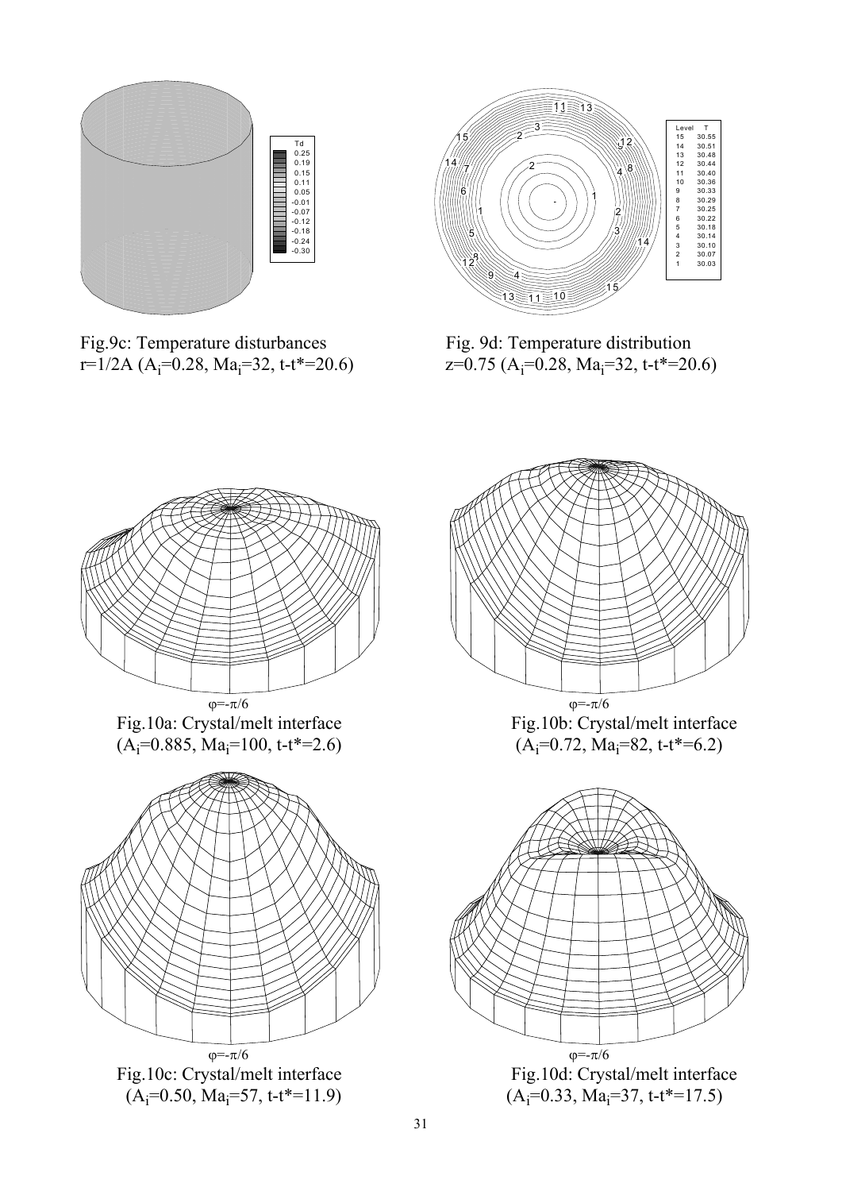Fig.9c: Temperature disturbances
r=1/2A ($A_i$=0.28, $Ma_i$=32, t-t*=20.6)

Fig. 9d: Temperature distribution
z=0.75 ($A_i$=0.28, $Ma_i$=32, t-t*=20.6)

$\varphi=-\pi/6$

Fig.10a: Crystal/melt interface
($A_i$=0.885, $Ma_i$=100, t-t*=2.6)

$\varphi=-\pi/6$

Fig.10b: Crystal/melt interface
($A_i$=0.72, $Ma_i$=82, t-t*=6.2)

$\varphi=-\pi/6$

Fig.10c: Crystal/melt interface
($A_i$=0.50, $Ma_i$=57, t-t*=11.9)

$\varphi=-\pi/6$

Fig.10d: Crystal/melt interface
($A_i$=0.33, $Ma_i$=37, t-t*=17.5)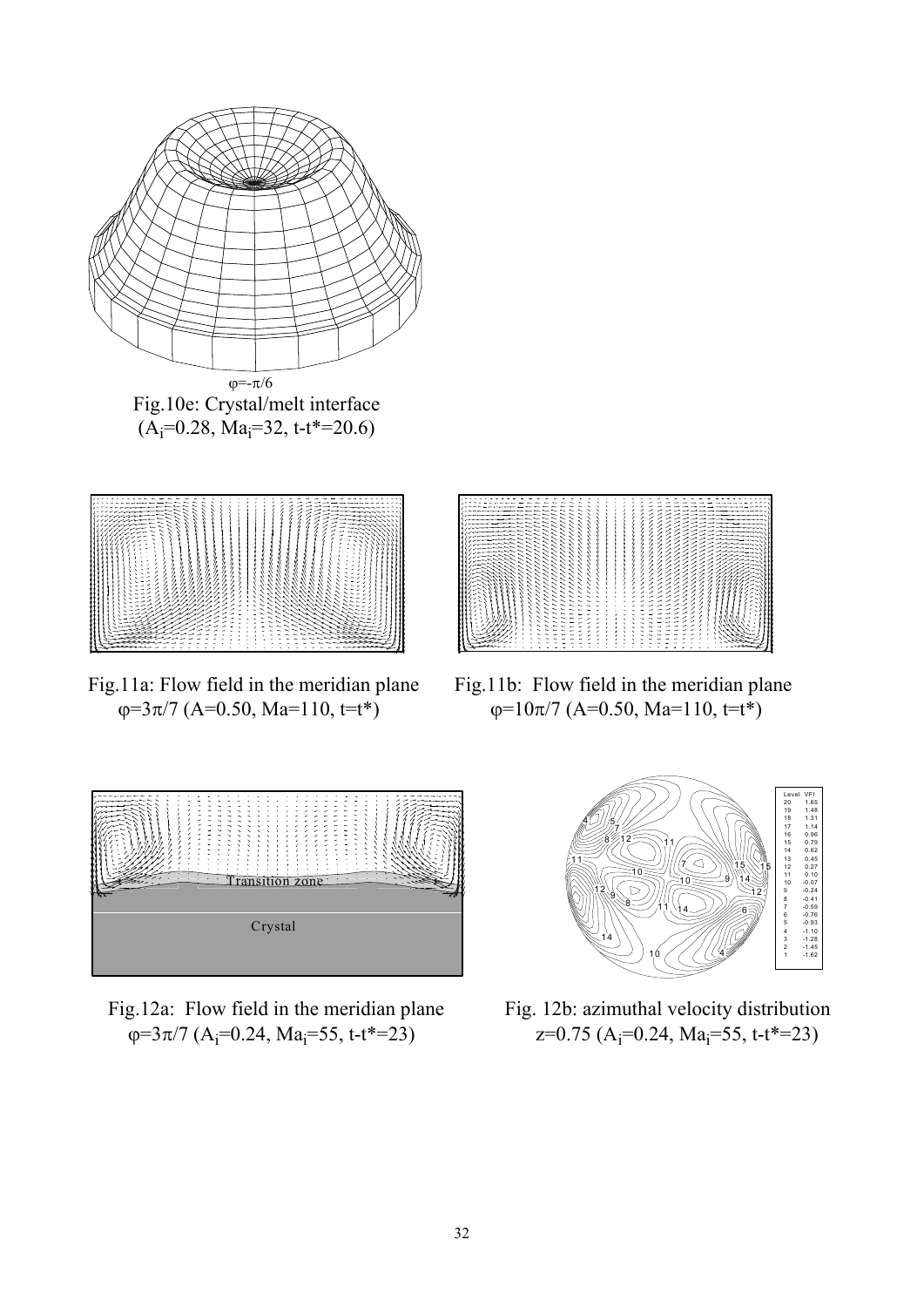$\varphi=-\pi/6$

Fig.10e: Crystal/melt interface ($A_i=0.28$, $Ma_i=32$, $t-t^*=20.6$)

Fig.11a: Flow field in the meridian plane $\varphi=3\pi/7$ ($A=0.50$, $Ma=110$, $t=t^*$)

Fig.11b: Flow field in the meridian plane $\varphi=10\pi/7$ ($A=0.50$, $Ma=110$, $t=t^*$)

Fig.12a: Flow field in the meridian plane $\varphi=3\pi/7$ ($A_i=0.24$, $Ma_i=55$, $t-t^*=23$)

Fig. 12b: azimuthal velocity distribution $z=0.75$ ($A_i=0.24$, $Ma_i=55$, $t-t^*=23$)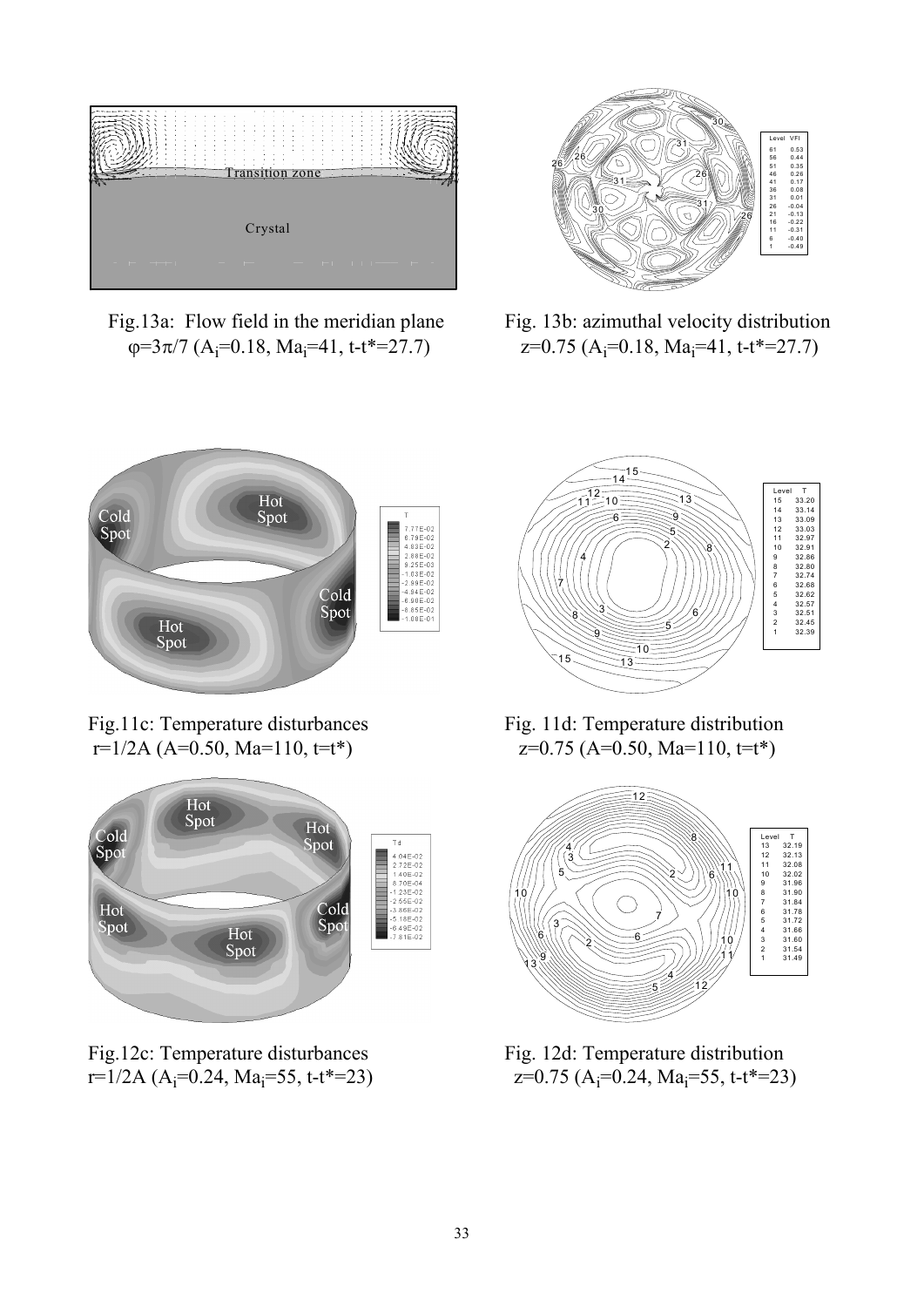Fig.13a: Flow field in the meridian plane $\varphi=3\pi/7$ ($A_i=0.18$, $Ma_i=41$, $t-t^*=27.7$)

Fig. 13b: azimuthal velocity distribution $z=0.75$ ($A_i=0.18$, $Ma_i=41$, $t-t^*=27.7$)

Fig.11c: Temperature disturbances $r=1/2A$ ($A=0.50$, $Ma=110$, $t=t^*$)

Fig. 11d: Temperature distribution $z=0.75$ ($A=0.50$, $Ma=110$, $t=t^*$)

Fig.12c: Temperature disturbances $r=1/2A$ ($A_i=0.24$, $Ma_i=55$, $t-t^*=23$)

Fig. 12d: Temperature distribution $z=0.75$ ($A_i=0.24$, $Ma_i=55$, $t-t^*=23$)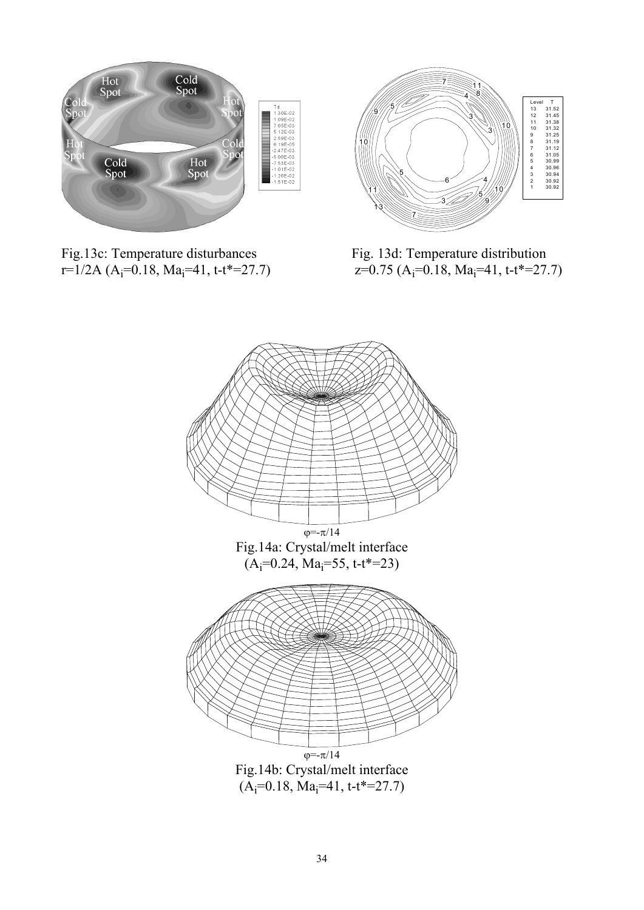Fig.13c: Temperature disturbances
$r=1/2A$ ($A_i=0.18$, $Ma_i=41$, $t-t^*=27.7$)

Fig. 13d: Temperature distribution
$z=0.75$ ($A_i=0.18$, $Ma_i=41$, $t-t^*=27.7$)

$\varphi=-\pi/14$

Fig.14a: Crystal/melt interface
($A_i=0.24$, $Ma_i=55$, $t-t^*=23$)

$\varphi=-\pi/14$

Fig.14b: Crystal/melt interface
($A_i=0.18$, $Ma_i=41$, $t-t^*=27.7$)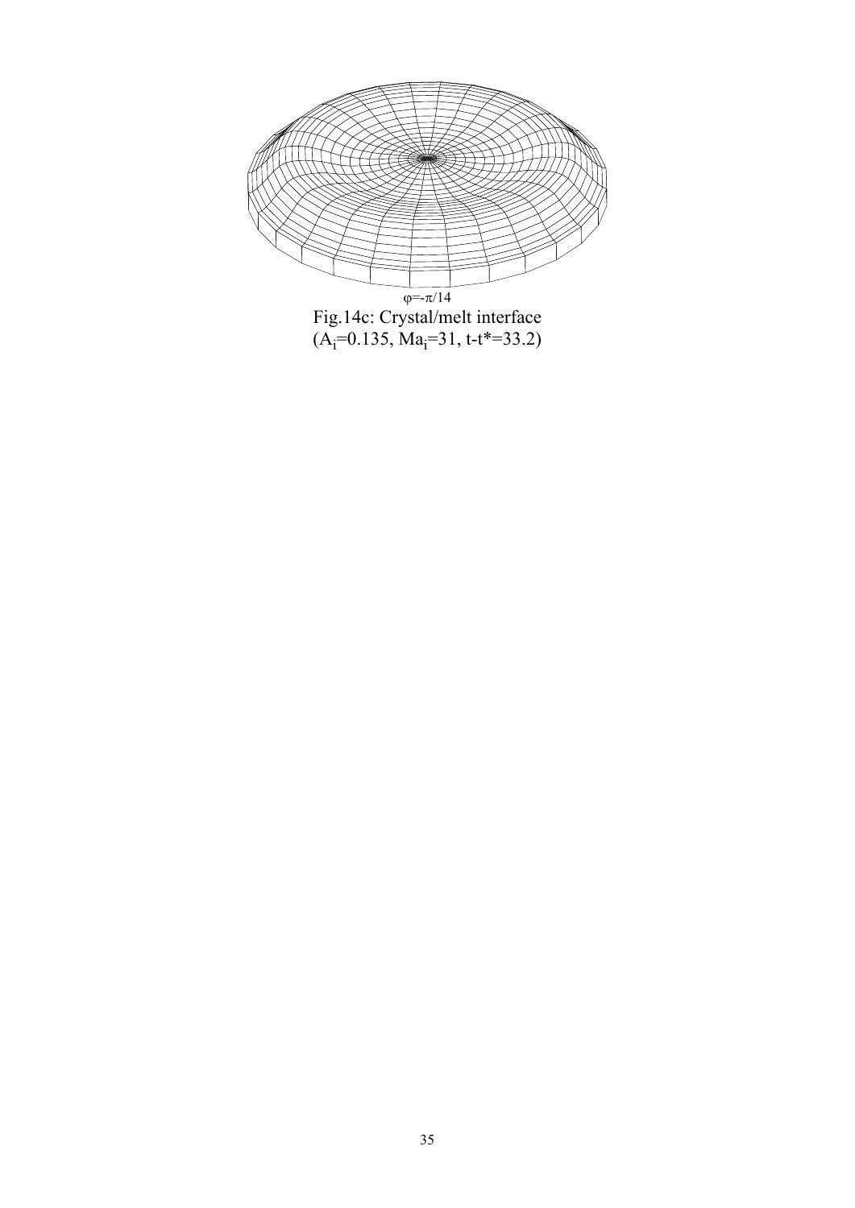$\varphi=-\pi/14$

Fig.14c: Crystal/melt interface ($A_i$=0.135, $Ma_i$=31, t-t*=33.2)